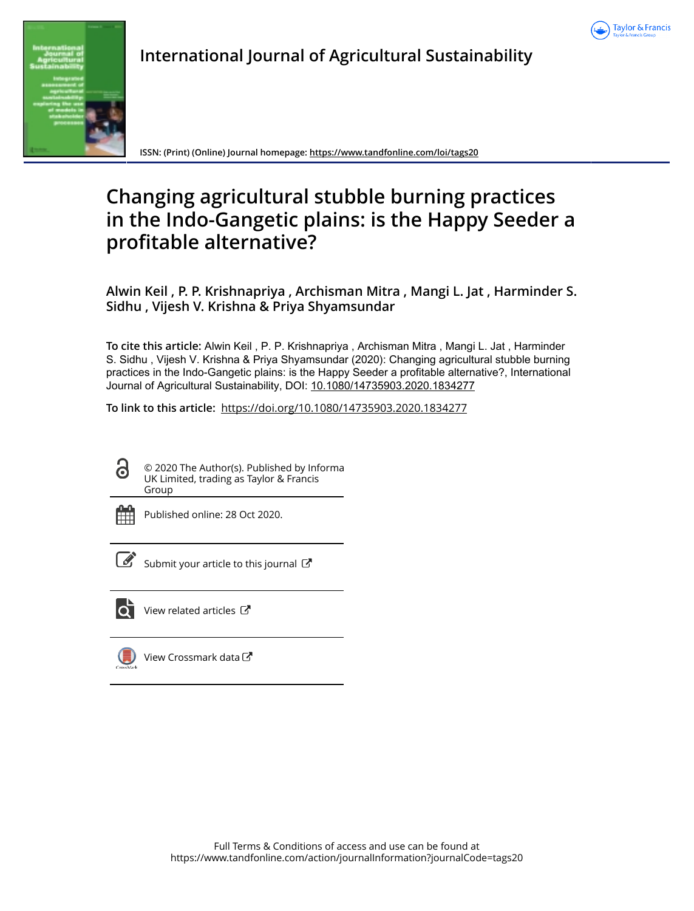International Journal of Agricultural Sustainability

ISSN: (Print) (Online) Journal homepage: https://www.tandfonline.com/loi/tags20

# Changing agricultural stubble burning practices in the Indo-Gangetic plains: is the Happy Seeder a profitable alternative?

**Alwin Keil , P. P. Krishnapriya , Archisman Mitra , Mangi L. Jat , Harminder S. Sidhu , Vijesh V. Krishna & Priya Shyamsundar**

**To cite this article:** Alwin Keil , P. P. Krishnapriya , Archisman Mitra , Mangi L. Jat , Harminder S. Sidhu , Vijesh V. Krishna & Priya Shyamsundar (2020): Changing agricultural stubble burning practices in the Indo-Gangetic plains: is the Happy Seeder a profitable alternative?, International Journal of Agricultural Sustainability, DOI: 10.1080/14735903.2020.1834277

**To link to this article:** https://doi.org/10.1080/14735903.2020.1834277

© 2020 The Author(s). Published by Informa UK Limited, trading as Taylor & Francis Group

Published online: 28 Oct 2020.

Submit your article to this journal

View related articles

View Crossmark data

Full Terms & Conditions of access and use can be found at
https://www.tandfonline.com/action/journalInformation?journalCode=tags20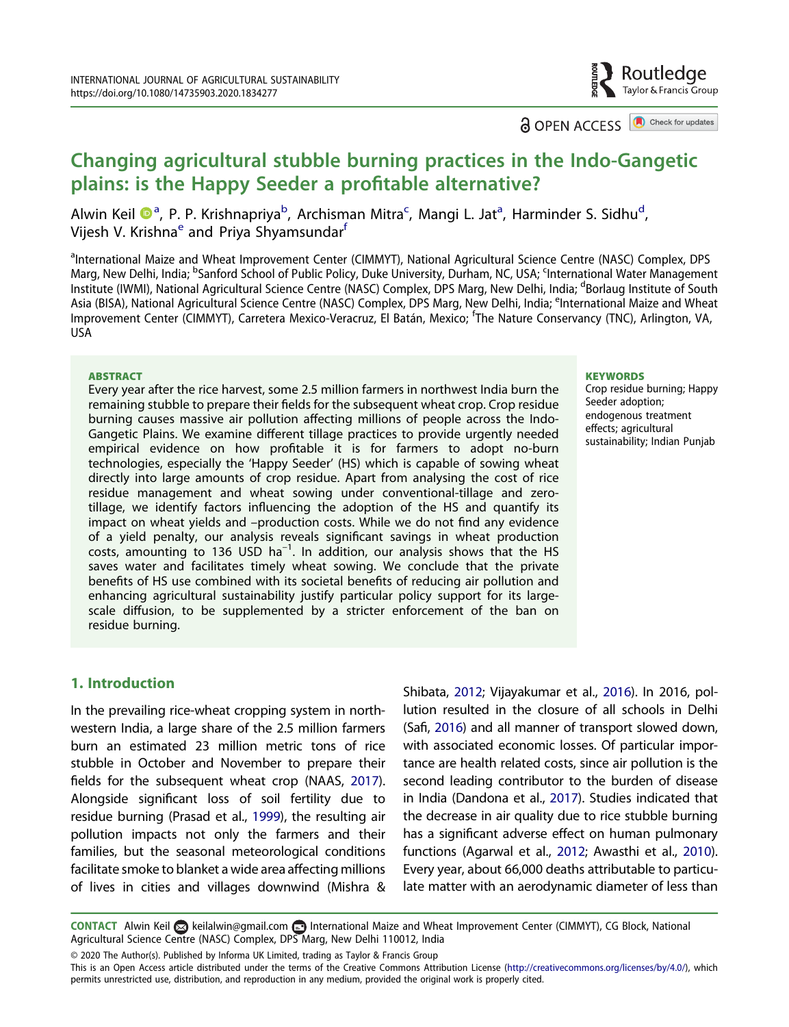# Changing agricultural stubble burning practices in the Indo-Gangetic plains: is the Happy Seeder a profitable alternative?

Alwin Keil[a], P. P. Krishnapriya[b], Archisman Mitra[c], Mangi L. Jat[a], Harminder S. Sidhu[d], Vijesh V. Krishna[e] and Priya Shyamsundar[f]

[a]International Maize and Wheat Improvement Center (CIMMYT), National Agricultural Science Centre (NASC) Complex, DPS Marg, New Delhi, India; [b]Sanford School of Public Policy, Duke University, Durham, NC, USA; [c]International Water Management Institute (IWMI), National Agricultural Science Centre (NASC) Complex, DPS Marg, New Delhi, India; [d]Borlaug Institute of South Asia (BISA), National Agricultural Science Centre (NASC) Complex, DPS Marg, New Delhi, India; [e]International Maize and Wheat Improvement Center (CIMMYT), Carretera Mexico-Veracruz, El Batán, Mexico; [f]The Nature Conservancy (TNC), Arlington, VA, USA

**ABSTRACT**

Every year after the rice harvest, some 2.5 million farmers in northwest India burn the remaining stubble to prepare their fields for the subsequent wheat crop. Crop residue burning causes massive air pollution affecting millions of people across the Indo-Gangetic Plains. We examine different tillage practices to provide urgently needed empirical evidence on how profitable it is for farmers to adopt no-burn technologies, especially the 'Happy Seeder' (HS) which is capable of sowing wheat directly into large amounts of crop residue. Apart from analysing the cost of rice residue management and wheat sowing under conventional-tillage and zero-tillage, we identify factors influencing the adoption of the HS and quantify its impact on wheat yields and –production costs. While we do not find any evidence of a yield penalty, our analysis reveals significant savings in wheat production costs, amounting to 136 USD ha$^{-1}$. In addition, our analysis shows that the HS saves water and facilitates timely wheat sowing. We conclude that the private benefits of HS use combined with its societal benefits of reducing air pollution and enhancing agricultural sustainability justify particular policy support for its large-scale diffusion, to be supplemented by a stricter enforcement of the ban on residue burning.

**KEYWORDS**

Crop residue burning; Happy Seeder adoption; endogenous treatment effects; agricultural sustainability; Indian Punjab

## 1. Introduction

In the prevailing rice-wheat cropping system in northwestern India, a large share of the 2.5 million farmers burn an estimated 23 million metric tons of rice stubble in October and November to prepare their fields for the subsequent wheat crop (NAAS, 2017). Alongside significant loss of soil fertility due to residue burning (Prasad et al., 1999), the resulting air pollution impacts not only the farmers and their families, but the seasonal meteorological conditions facilitate smoke to blanket a wide area affecting millions of lives in cities and villages downwind (Mishra & Shibata, 2012; Vijayakumar et al., 2016). In 2016, pollution resulted in the closure of all schools in Delhi (Safi, 2016) and all manner of transport slowed down, with associated economic losses. Of particular importance are health related costs, since air pollution is the second leading contributor to the burden of disease in India (Dandona et al., 2017). Studies indicated that the decrease in air quality due to rice stubble burning has a significant adverse effect on human pulmonary functions (Agarwal et al., 2012; Awasthi et al., 2010). Every year, about 66,000 deaths attributable to particulate matter with an aerodynamic diameter of less than

**CONTACT** Alwin Keil keilalwin@gmail.com International Maize and Wheat Improvement Center (CIMMYT), CG Block, National Agricultural Science Centre (NASC) Complex, DPS Marg, New Delhi 110012, India

© 2020 The Author(s). Published by Informa UK Limited, trading as Taylor & Francis Group
This is an Open Access article distributed under the terms of the Creative Commons Attribution License (http://creativecommons.org/licenses/by/4.0/), which permits unrestricted use, distribution, and reproduction in any medium, provided the original work is properly cited.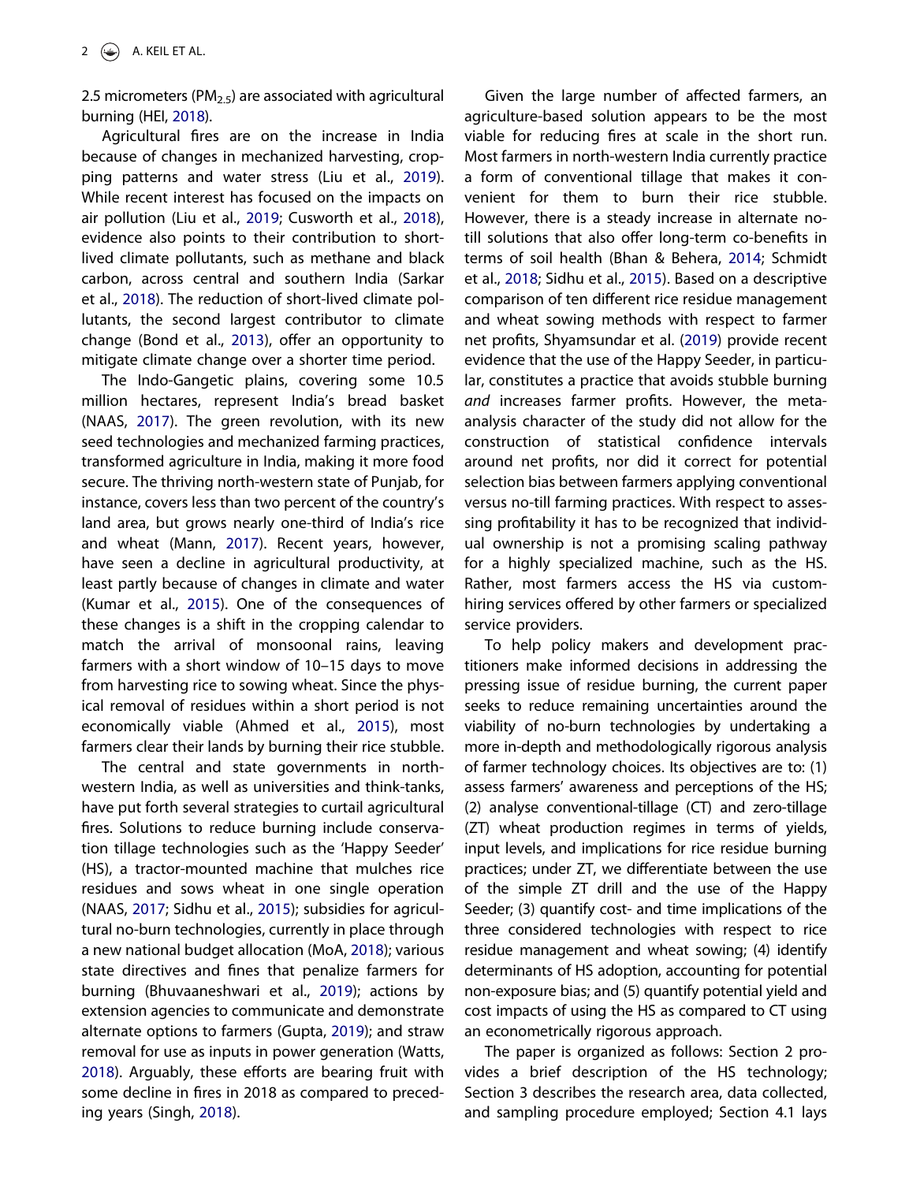2.5 micrometers ($PM_{2.5}$) are associated with agricultural burning (HEI, 2018).

Agricultural fires are on the increase in India because of changes in mechanized harvesting, cropping patterns and water stress (Liu et al., 2019). While recent interest has focused on the impacts on air pollution (Liu et al., 2019; Cusworth et al., 2018), evidence also points to their contribution to short-lived climate pollutants, such as methane and black carbon, across central and southern India (Sarkar et al., 2018). The reduction of short-lived climate pollutants, the second largest contributor to climate change (Bond et al., 2013), offer an opportunity to mitigate climate change over a shorter time period.

The Indo-Gangetic plains, covering some 10.5 million hectares, represent India's bread basket (NAAS, 2017). The green revolution, with its new seed technologies and mechanized farming practices, transformed agriculture in India, making it more food secure. The thriving north-western state of Punjab, for instance, covers less than two percent of the country's land area, but grows nearly one-third of India's rice and wheat (Mann, 2017). Recent years, however, have seen a decline in agricultural productivity, at least partly because of changes in climate and water (Kumar et al., 2015). One of the consequences of these changes is a shift in the cropping calendar to match the arrival of monsoonal rains, leaving farmers with a short window of 10–15 days to move from harvesting rice to sowing wheat. Since the physical removal of residues within a short period is not economically viable (Ahmed et al., 2015), most farmers clear their lands by burning their rice stubble.

The central and state governments in north-western India, as well as universities and think-tanks, have put forth several strategies to curtail agricultural fires. Solutions to reduce burning include conservation tillage technologies such as the 'Happy Seeder' (HS), a tractor-mounted machine that mulches rice residues and sows wheat in one single operation (NAAS, 2017; Sidhu et al., 2015); subsidies for agricultural no-burn technologies, currently in place through a new national budget allocation (MoA, 2018); various state directives and fines that penalize farmers for burning (Bhuvaaneshwari et al., 2019); actions by extension agencies to communicate and demonstrate alternate options to farmers (Gupta, 2019); and straw removal for use as inputs in power generation (Watts, 2018). Arguably, these efforts are bearing fruit with some decline in fires in 2018 as compared to preceding years (Singh, 2018).

Given the large number of affected farmers, an agriculture-based solution appears to be the most viable for reducing fires at scale in the short run. Most farmers in north-western India currently practice a form of conventional tillage that makes it convenient for them to burn their rice stubble. However, there is a steady increase in alternate no-till solutions that also offer long-term co-benefits in terms of soil health (Bhan & Behera, 2014; Schmidt et al., 2018; Sidhu et al., 2015). Based on a descriptive comparison of ten different rice residue management and wheat sowing methods with respect to farmer net profits, Shyamsundar et al. (2019) provide recent evidence that the use of the Happy Seeder, in particular, constitutes a practice that avoids stubble burning *and* increases farmer profits. However, the meta-analysis character of the study did not allow for the construction of statistical confidence intervals around net profits, nor did it correct for potential selection bias between farmers applying conventional versus no-till farming practices. With respect to assessing profitability it has to be recognized that individual ownership is not a promising scaling pathway for a highly specialized machine, such as the HS. Rather, most farmers access the HS via custom-hiring services offered by other farmers or specialized service providers.

To help policy makers and development practitioners make informed decisions in addressing the pressing issue of residue burning, the current paper seeks to reduce remaining uncertainties around the viability of no-burn technologies by undertaking a more in-depth and methodologically rigorous analysis of farmer technology choices. Its objectives are to: (1) assess farmers' awareness and perceptions of the HS; (2) analyse conventional-tillage (CT) and zero-tillage (ZT) wheat production regimes in terms of yields, input levels, and implications for rice residue burning practices; under ZT, we differentiate between the use of the simple ZT drill and the use of the Happy Seeder; (3) quantify cost- and time implications of the three considered technologies with respect to rice residue management and wheat sowing; (4) identify determinants of HS adoption, accounting for potential non-exposure bias; and (5) quantify potential yield and cost impacts of using the HS as compared to CT using an econometrically rigorous approach.

The paper is organized as follows: Section 2 provides a brief description of the HS technology; Section 3 describes the research area, data collected, and sampling procedure employed; Section 4.1 lays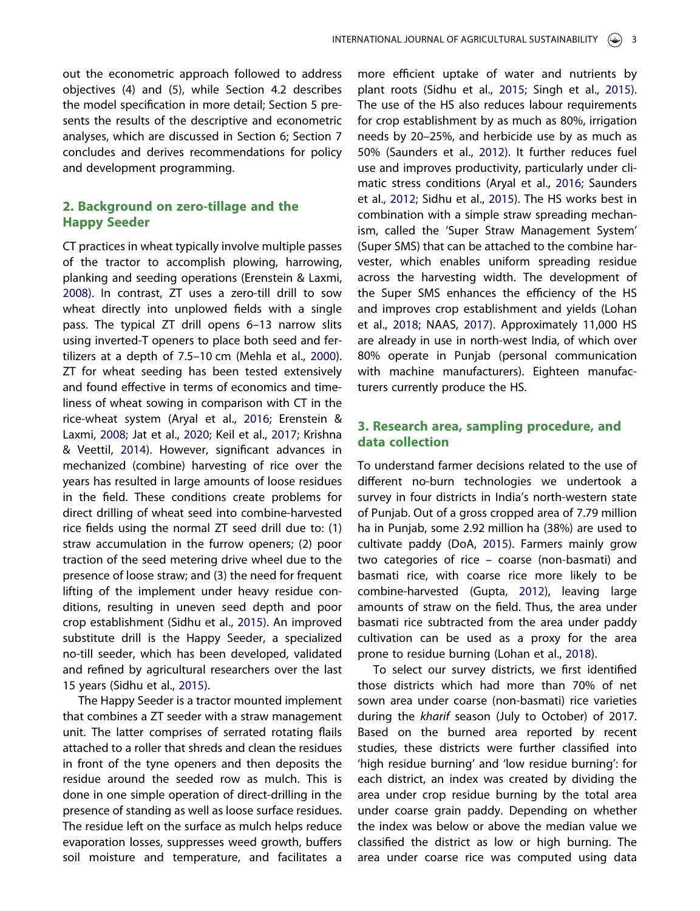out the econometric approach followed to address objectives (4) and (5), while Section 4.2 describes the model specification in more detail; Section 5 presents the results of the descriptive and econometric analyses, which are discussed in Section 6; Section 7 concludes and derives recommendations for policy and development programming.

## 2. Background on zero-tillage and the Happy Seeder

CT practices in wheat typically involve multiple passes of the tractor to accomplish plowing, harrowing, planking and seeding operations (Erenstein & Laxmi, 2008). In contrast, ZT uses a zero-till drill to sow wheat directly into unplowed fields with a single pass. The typical ZT drill opens 6–13 narrow slits using inverted-T openers to place both seed and fertilizers at a depth of 7.5–10 cm (Mehla et al., 2000). ZT for wheat seeding has been tested extensively and found effective in terms of economics and timeliness of wheat sowing in comparison with CT in the rice-wheat system (Aryal et al., 2016; Erenstein & Laxmi, 2008; Jat et al., 2020; Keil et al., 2017; Krishna & Veettil, 2014). However, significant advances in mechanized (combine) harvesting of rice over the years has resulted in large amounts of loose residues in the field. These conditions create problems for direct drilling of wheat seed into combine-harvested rice fields using the normal ZT seed drill due to: (1) straw accumulation in the furrow openers; (2) poor traction of the seed metering drive wheel due to the presence of loose straw; and (3) the need for frequent lifting of the implement under heavy residue conditions, resulting in uneven seed depth and poor crop establishment (Sidhu et al., 2015). An improved substitute drill is the Happy Seeder, a specialized no-till seeder, which has been developed, validated and refined by agricultural researchers over the last 15 years (Sidhu et al., 2015).

The Happy Seeder is a tractor mounted implement that combines a ZT seeder with a straw management unit. The latter comprises of serrated rotating flails attached to a roller that shreds and clean the residues in front of the tyne openers and then deposits the residue around the seeded row as mulch. This is done in one simple operation of direct-drilling in the presence of standing as well as loose surface residues. The residue left on the surface as mulch helps reduce evaporation losses, suppresses weed growth, buffers soil moisture and temperature, and facilitates a more efficient uptake of water and nutrients by plant roots (Sidhu et al., 2015; Singh et al., 2015). The use of the HS also reduces labour requirements for crop establishment by as much as 80%, irrigation needs by 20–25%, and herbicide use by as much as 50% (Saunders et al., 2012). It further reduces fuel use and improves productivity, particularly under climatic stress conditions (Aryal et al., 2016; Saunders et al., 2012; Sidhu et al., 2015). The HS works best in combination with a simple straw spreading mechanism, called the 'Super Straw Management System' (Super SMS) that can be attached to the combine harvester, which enables uniform spreading residue across the harvesting width. The development of the Super SMS enhances the efficiency of the HS and improves crop establishment and yields (Lohan et al., 2018; NAAS, 2017). Approximately 11,000 HS are already in use in north-west India, of which over 80% operate in Punjab (personal communication with machine manufacturers). Eighteen manufacturers currently produce the HS.

## 3. Research area, sampling procedure, and data collection

To understand farmer decisions related to the use of different no-burn technologies we undertook a survey in four districts in India's north-western state of Punjab. Out of a gross cropped area of 7.79 million ha in Punjab, some 2.92 million ha (38%) are used to cultivate paddy (DoA, 2015). Farmers mainly grow two categories of rice – coarse (non-basmati) and basmati rice, with coarse rice more likely to be combine-harvested (Gupta, 2012), leaving large amounts of straw on the field. Thus, the area under basmati rice subtracted from the area under paddy cultivation can be used as a proxy for the area prone to residue burning (Lohan et al., 2018).

To select our survey districts, we first identified those districts which had more than 70% of net sown area under coarse (non-basmati) rice varieties during the *kharif* season (July to October) of 2017. Based on the burned area reported by recent studies, these districts were further classified into 'high residue burning' and 'low residue burning': for each district, an index was created by dividing the area under crop residue burning by the total area under coarse grain paddy. Depending on whether the index was below or above the median value we classified the district as low or high burning. The area under coarse rice was computed using data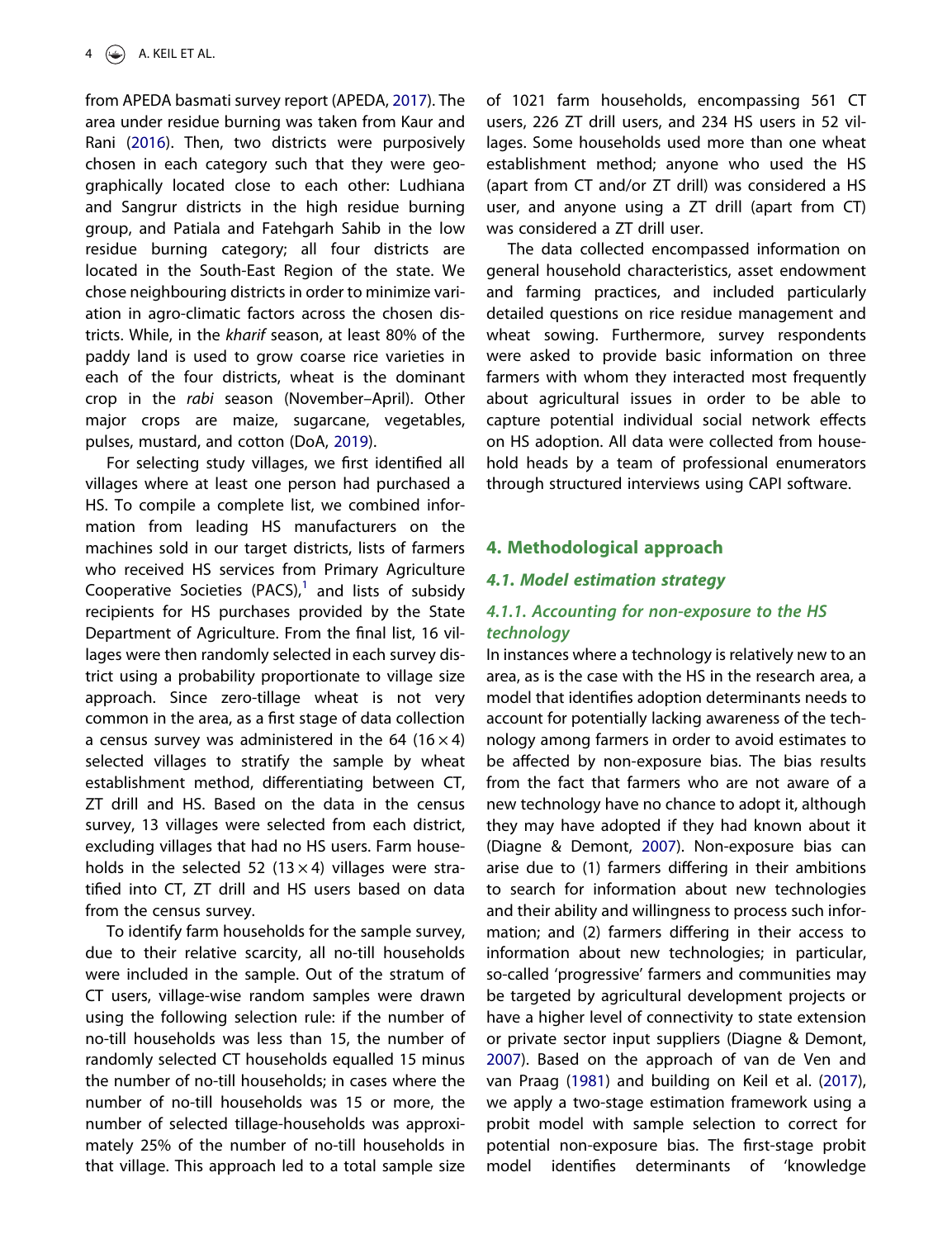from APEDA basmati survey report (APEDA, 2017). The area under residue burning was taken from Kaur and Rani (2016). Then, two districts were purposively chosen in each category such that they were geographically located close to each other: Ludhiana and Sangrur districts in the high residue burning group, and Patiala and Fatehgarh Sahib in the low residue burning category; all four districts are located in the South-East Region of the state. We chose neighbouring districts in order to minimize variation in agro-climatic factors across the chosen districts. While, in the *kharif* season, at least 80% of the paddy land is used to grow coarse rice varieties in each of the four districts, wheat is the dominant crop in the *rabi* season (November–April). Other major crops are maize, sugarcane, vegetables, pulses, mustard, and cotton (DoA, 2019).

For selecting study villages, we first identified all villages where at least one person had purchased a HS. To compile a complete list, we combined information from leading HS manufacturers on the machines sold in our target districts, lists of farmers who received HS services from Primary Agriculture Cooperative Societies (PACS),[1] and lists of subsidy recipients for HS purchases provided by the State Department of Agriculture. From the final list, 16 villages were then randomly selected in each survey district using a probability proportionate to village size approach. Since zero-tillage wheat is not very common in the area, as a first stage of data collection a census survey was administered in the 64 ($16 \times 4$) selected villages to stratify the sample by wheat establishment method, differentiating between CT, ZT drill and HS. Based on the data in the census survey, 13 villages were selected from each district, excluding villages that had no HS users. Farm households in the selected 52 ($13 \times 4$) villages were stratified into CT, ZT drill and HS users based on data from the census survey.

To identify farm households for the sample survey, due to their relative scarcity, all no-till households were included in the sample. Out of the stratum of CT users, village-wise random samples were drawn using the following selection rule: if the number of no-till households was less than 15, the number of randomly selected CT households equalled 15 minus the number of no-till households; in cases where the number of no-till households was 15 or more, the number of selected tillage-households was approximately 25% of the number of no-till households in that village. This approach led to a total sample size of 1021 farm households, encompassing 561 CT users, 226 ZT drill users, and 234 HS users in 52 villages. Some households used more than one wheat establishment method; anyone who used the HS (apart from CT and/or ZT drill) was considered a HS user, and anyone using a ZT drill (apart from CT) was considered a ZT drill user.

The data collected encompassed information on general household characteristics, asset endowment and farming practices, and included particularly detailed questions on rice residue management and wheat sowing. Furthermore, survey respondents were asked to provide basic information on three farmers with whom they interacted most frequently about agricultural issues in order to be able to capture potential individual social network effects on HS adoption. All data were collected from household heads by a team of professional enumerators through structured interviews using CAPI software.

## 4. Methodological approach

### 4.1. Model estimation strategy

#### 4.1.1. Accounting for non-exposure to the HS technology

In instances where a technology is relatively new to an area, as is the case with the HS in the research area, a model that identifies adoption determinants needs to account for potentially lacking awareness of the technology among farmers in order to avoid estimates to be affected by non-exposure bias. The bias results from the fact that farmers who are not aware of a new technology have no chance to adopt it, although they may have adopted if they had known about it (Diagne & Demont, 2007). Non-exposure bias can arise due to (1) farmers differing in their ambitions to search for information about new technologies and their ability and willingness to process such information; and (2) farmers differing in their access to information about new technologies; in particular, so-called 'progressive' farmers and communities may be targeted by agricultural development projects or have a higher level of connectivity to state extension or private sector input suppliers (Diagne & Demont, 2007). Based on the approach of van de Ven and van Praag (1981) and building on Keil et al. (2017), we apply a two-stage estimation framework using a probit model with sample selection to correct for potential non-exposure bias. The first-stage probit model identifies determinants of 'knowledge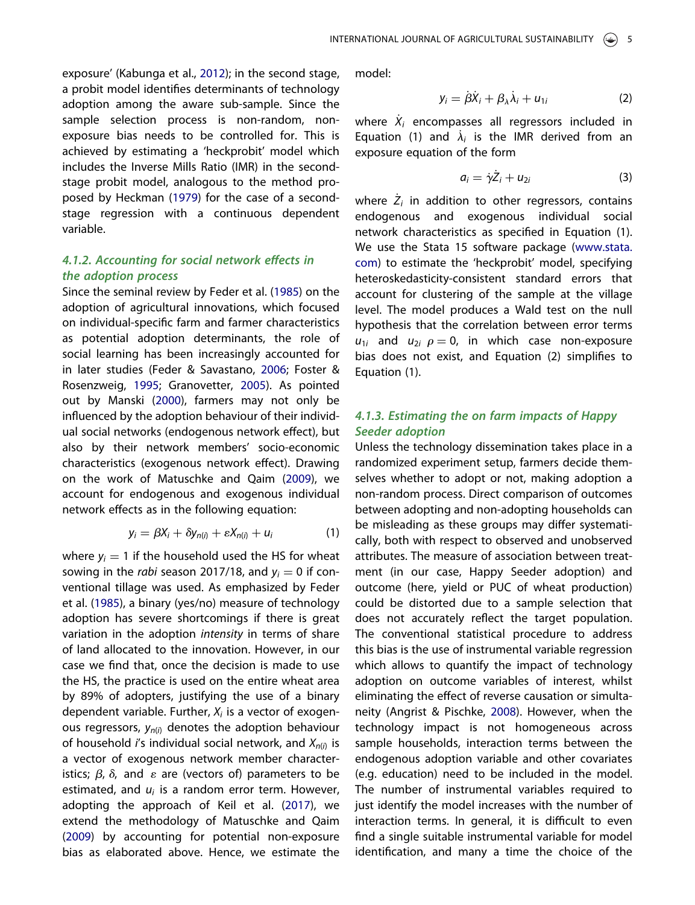exposure' (Kabunga et al., 2012); in the second stage, a probit model identifies determinants of technology adoption among the aware sub-sample. Since the sample selection process is non-random, non-exposure bias needs to be controlled for. This is achieved by estimating a 'heckprobit' model which includes the Inverse Mills Ratio (IMR) in the second-stage probit model, analogous to the method proposed by Heckman (1979) for the case of a second-stage regression with a continuous dependent variable.

#### *4.1.2. Accounting for social network effects in the adoption process*

Since the seminal review by Feder et al. (1985) on the adoption of agricultural innovations, which focused on individual-specific farm and farmer characteristics as potential adoption determinants, the role of social learning has been increasingly accounted for in later studies (Feder & Savastano, 2006; Foster & Rosenzweig, 1995; Granovetter, 2005). As pointed out by Manski (2000), farmers may not only be influenced by the adoption behaviour of their individual social networks (endogenous network effect), but also by their network members' socio-economic characteristics (exogenous network effect). Drawing on the work of Matuschke and Qaim (2009), we account for endogenous and exogenous individual network effects as in the following equation:

$$y_i = \beta X_i + \delta y_{n(i)} + \varepsilon X_{n(i)} + u_i \tag{1}$$

where $y_i = 1$ if the household used the HS for wheat sowing in the *rabi* season 2017/18, and $y_i = 0$ if conventional tillage was used. As emphasized by Feder et al. (1985), a binary (yes/no) measure of technology adoption has severe shortcomings if there is great variation in the adoption *intensity* in terms of share of land allocated to the innovation. However, in our case we find that, once the decision is made to use the HS, the practice is used on the entire wheat area by 89% of adopters, justifying the use of a binary dependent variable. Further, $X_i$ is a vector of exogenous regressors, $y_{n(i)}$ denotes the adoption behaviour of household $i$'s individual social network, and $X_{n(i)}$ is a vector of exogenous network member characteristics; $\beta$, $\delta$, and $\varepsilon$ are (vectors of) parameters to be estimated, and $u_i$ is a random error term. However, adopting the approach of Keil et al. (2017), we extend the methodology of Matuschke and Qaim (2009) by accounting for potential non-exposure bias as elaborated above. Hence, we estimate the model:

$$y_i = \dot{\beta}\dot{X}_i + \beta_\lambda \dot{\lambda}_i + u_{1i} \tag{2}$$

where $\dot{X}_i$ encompasses all regressors included in Equation (1) and $\dot{\lambda}_i$ is the IMR derived from an exposure equation of the form

$$a_i = \dot{\gamma}\dot{Z}_i + u_{2i} \tag{3}$$

where $\dot{Z}_i$ in addition to other regressors, contains endogenous and exogenous individual social network characteristics as specified in Equation (1). We use the Stata 15 software package (www.stata.com) to estimate the 'heckprobit' model, specifying heteroskedasticity-consistent standard errors that account for clustering of the sample at the village level. The model produces a Wald test on the null hypothesis that the correlation between error terms $u_{1i}$ and $u_{2i}$ $\rho = 0$, in which case non-exposure bias does not exist, and Equation (2) simplifies to Equation (1).

#### *4.1.3. Estimating the on farm impacts of Happy Seeder adoption*

Unless the technology dissemination takes place in a randomized experiment setup, farmers decide themselves whether to adopt or not, making adoption a non-random process. Direct comparison of outcomes between adopting and non-adopting households can be misleading as these groups may differ systematically, both with respect to observed and unobserved attributes. The measure of association between treatment (in our case, Happy Seeder adoption) and outcome (here, yield or PUC of wheat production) could be distorted due to a sample selection that does not accurately reflect the target population. The conventional statistical procedure to address this bias is the use of instrumental variable regression which allows to quantify the impact of technology adoption on outcome variables of interest, whilst eliminating the effect of reverse causation or simultaneity (Angrist & Pischke, 2008). However, when the technology impact is not homogeneous across sample households, interaction terms between the endogenous adoption variable and other covariates (e.g. education) need to be included in the model. The number of instrumental variables required to just identify the model increases with the number of interaction terms. In general, it is difficult to even find a single suitable instrumental variable for model identification, and many a time the choice of the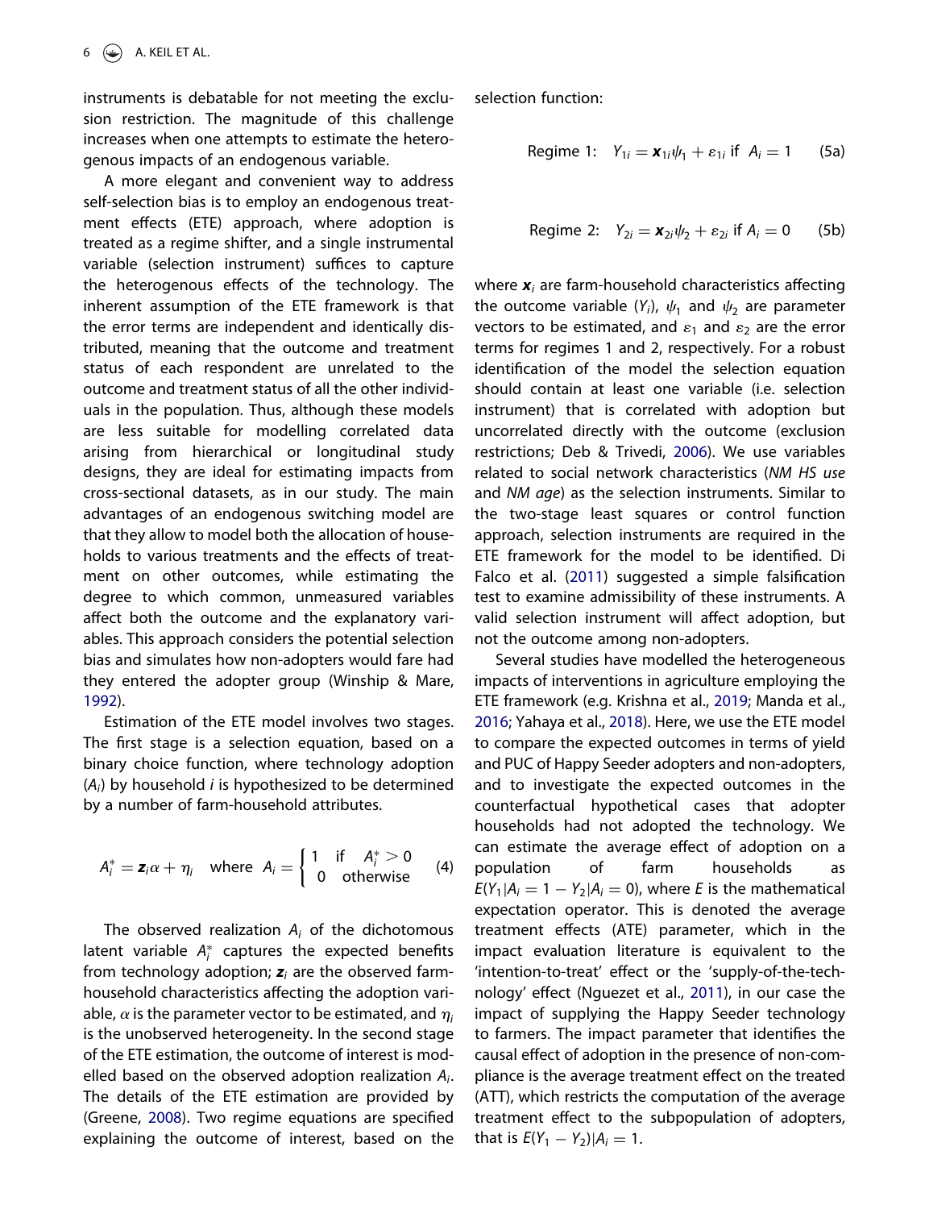instruments is debatable for not meeting the exclusion restriction. The magnitude of this challenge increases when one attempts to estimate the heterogenous impacts of an endogenous variable.

A more elegant and convenient way to address self-selection bias is to employ an endogenous treatment effects (ETE) approach, where adoption is treated as a regime shifter, and a single instrumental variable (selection instrument) suffices to capture the heterogenous effects of the technology. The inherent assumption of the ETE framework is that the error terms are independent and identically distributed, meaning that the outcome and treatment status of each respondent are unrelated to the outcome and treatment status of all the other individuals in the population. Thus, although these models are less suitable for modelling correlated data arising from hierarchical or longitudinal study designs, they are ideal for estimating impacts from cross-sectional datasets, as in our study. The main advantages of an endogenous switching model are that they allow to model both the allocation of households to various treatments and the effects of treatment on other outcomes, while estimating the degree to which common, unmeasured variables affect both the outcome and the explanatory variables. This approach considers the potential selection bias and simulates how non-adopters would fare had they entered the adopter group (Winship & Mare, 1992).

Estimation of the ETE model involves two stages. The first stage is a selection equation, based on a binary choice function, where technology adoption ($A_i$) by household $i$ is hypothesized to be determined by a number of farm-household attributes.

$$A_i^* = \boldsymbol{z}_i\alpha + \eta_i \quad \text{where} \quad A_i = \begin{cases} 1 & \text{if} \quad A_i^* > 0 \\ 0 & \text{otherwise} \end{cases} \tag{4}$$

The observed realization $A_i$ of the dichotomous latent variable $A_i^*$ captures the expected benefits from technology adoption; $\boldsymbol{z}_i$ are the observed farm-household characteristics affecting the adoption variable, $\alpha$ is the parameter vector to be estimated, and $\eta_i$ is the unobserved heterogeneity. In the second stage of the ETE estimation, the outcome of interest is modelled based on the observed adoption realization $A_i$. The details of the ETE estimation are provided by (Greene, 2008). Two regime equations are specified explaining the outcome of interest, based on the selection function:

$$\text{Regime 1:} \quad Y_{1i} = \boldsymbol{x}_{1i}\psi_1 + \varepsilon_{1i} \text{ if } A_i = 1 \tag{5a}$$

$$\text{Regime 2:} \quad Y_{2i} = \boldsymbol{x}_{2i}\psi_2 + \varepsilon_{2i} \text{ if } A_i = 0 \tag{5b}$$

where $\boldsymbol{x}_i$ are farm-household characteristics affecting the outcome variable ($Y_i$), $\psi_1$ and $\psi_2$ are parameter vectors to be estimated, and $\varepsilon_1$ and $\varepsilon_2$ are the error terms for regimes 1 and 2, respectively. For a robust identification of the model the selection equation should contain at least one variable (i.e. selection instrument) that is correlated with adoption but uncorrelated directly with the outcome (exclusion restrictions; Deb & Trivedi, 2006). We use variables related to social network characteristics (*NM HS use* and *NM age*) as the selection instruments. Similar to the two-stage least squares or control function approach, selection instruments are required in the ETE framework for the model to be identified. Di Falco et al. (2011) suggested a simple falsification test to examine admissibility of these instruments. A valid selection instrument will affect adoption, but not the outcome among non-adopters.

Several studies have modelled the heterogeneous impacts of interventions in agriculture employing the ETE framework (e.g. Krishna et al., 2019; Manda et al., 2016; Yahaya et al., 2018). Here, we use the ETE model to compare the expected outcomes in terms of yield and PUC of Happy Seeder adopters and non-adopters, and to investigate the expected outcomes in the counterfactual hypothetical cases that adopter households had not adopted the technology. We can estimate the average effect of adoption on a population of farm households as $E(Y_1|A_i = 1 - Y_2|A_i = 0)$, where $E$ is the mathematical expectation operator. This is denoted the average treatment effects (ATE) parameter, which in the impact evaluation literature is equivalent to the 'intention-to-treat' effect or the 'supply-of-the-technology' effect (Nguezet et al., 2011), in our case the impact of supplying the Happy Seeder technology to farmers. The impact parameter that identifies the causal effect of adoption in the presence of non-compliance is the average treatment effect on the treated (ATT), which restricts the computation of the average treatment effect to the subpopulation of adopters, that is $E(Y_1 - Y_2)|A_i = 1$.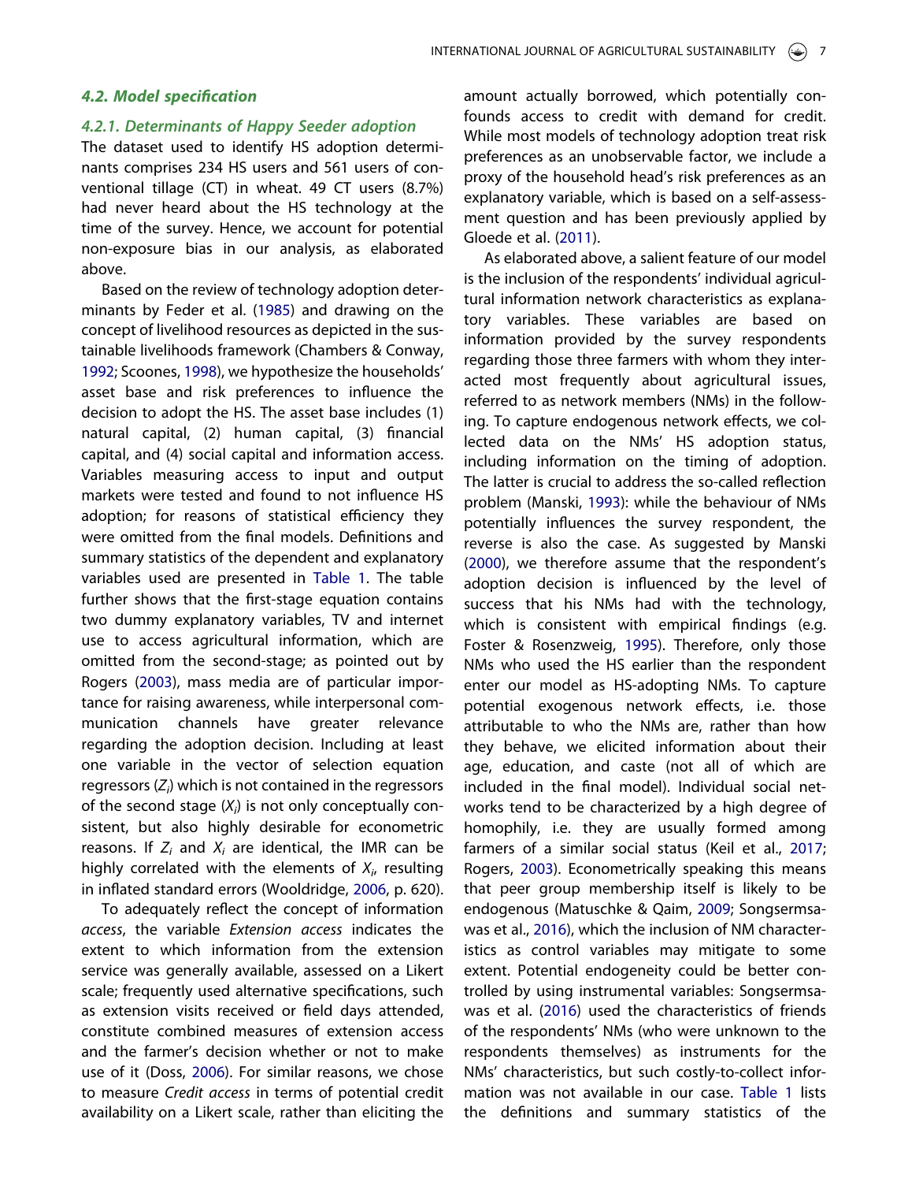### 4.2. Model specification

#### 4.2.1. Determinants of Happy Seeder adoption

The dataset used to identify HS adoption determinants comprises 234 HS users and 561 users of conventional tillage (CT) in wheat. 49 CT users (8.7%) had never heard about the HS technology at the time of the survey. Hence, we account for potential non-exposure bias in our analysis, as elaborated above.

Based on the review of technology adoption determinants by Feder et al. (1985) and drawing on the concept of livelihood resources as depicted in the sustainable livelihoods framework (Chambers & Conway, 1992; Scoones, 1998), we hypothesize the households' asset base and risk preferences to influence the decision to adopt the HS. The asset base includes (1) natural capital, (2) human capital, (3) financial capital, and (4) social capital and information access. Variables measuring access to input and output markets were tested and found to not influence HS adoption; for reasons of statistical efficiency they were omitted from the final models. Definitions and summary statistics of the dependent and explanatory variables used are presented in Table 1. The table further shows that the first-stage equation contains two dummy explanatory variables, TV and internet use to access agricultural information, which are omitted from the second-stage; as pointed out by Rogers (2003), mass media are of particular importance for raising awareness, while interpersonal communication channels have greater relevance regarding the adoption decision. Including at least one variable in the vector of selection equation regressors ($Z_i$) which is not contained in the regressors of the second stage ($X_i$) is not only conceptually consistent, but also highly desirable for econometric reasons. If $Z_i$ and $X_i$ are identical, the IMR can be highly correlated with the elements of $X_i$, resulting in inflated standard errors (Wooldridge, 2006, p. 620).

To adequately reflect the concept of information *access*, the variable *Extension access* indicates the extent to which information from the extension service was generally available, assessed on a Likert scale; frequently used alternative specifications, such as extension visits received or field days attended, constitute combined measures of extension access and the farmer's decision whether or not to make use of it (Doss, 2006). For similar reasons, we chose to measure *Credit access* in terms of potential credit availability on a Likert scale, rather than eliciting the amount actually borrowed, which potentially confounds access to credit with demand for credit. While most models of technology adoption treat risk preferences as an unobservable factor, we include a proxy of the household head's risk preferences as an explanatory variable, which is based on a self-assessment question and has been previously applied by Gloede et al. (2011).

As elaborated above, a salient feature of our model is the inclusion of the respondents' individual agricultural information network characteristics as explanatory variables. These variables are based on information provided by the survey respondents regarding those three farmers with whom they interacted most frequently about agricultural issues, referred to as network members (NMs) in the following. To capture endogenous network effects, we collected data on the NMs' HS adoption status, including information on the timing of adoption. The latter is crucial to address the so-called reflection problem (Manski, 1993): while the behaviour of NMs potentially influences the survey respondent, the reverse is also the case. As suggested by Manski (2000), we therefore assume that the respondent's adoption decision is influenced by the level of success that his NMs had with the technology, which is consistent with empirical findings (e.g. Foster & Rosenzweig, 1995). Therefore, only those NMs who used the HS earlier than the respondent enter our model as HS-adopting NMs. To capture potential exogenous network effects, i.e. those attributable to who the NMs are, rather than how they behave, we elicited information about their age, education, and caste (not all of which are included in the final model). Individual social networks tend to be characterized by a high degree of homophily, i.e. they are usually formed among farmers of a similar social status (Keil et al., 2017; Rogers, 2003). Econometrically speaking this means that peer group membership itself is likely to be endogenous (Matuschke & Qaim, 2009; Songsermsawas et al., 2016), which the inclusion of NM characteristics as control variables may mitigate to some extent. Potential endogeneity could be better controlled by using instrumental variables: Songsermsawas et al. (2016) used the characteristics of friends of the respondents' NMs (who were unknown to the respondents themselves) as instruments for the NMs' characteristics, but such costly-to-collect information was not available in our case. Table 1 lists the definitions and summary statistics of the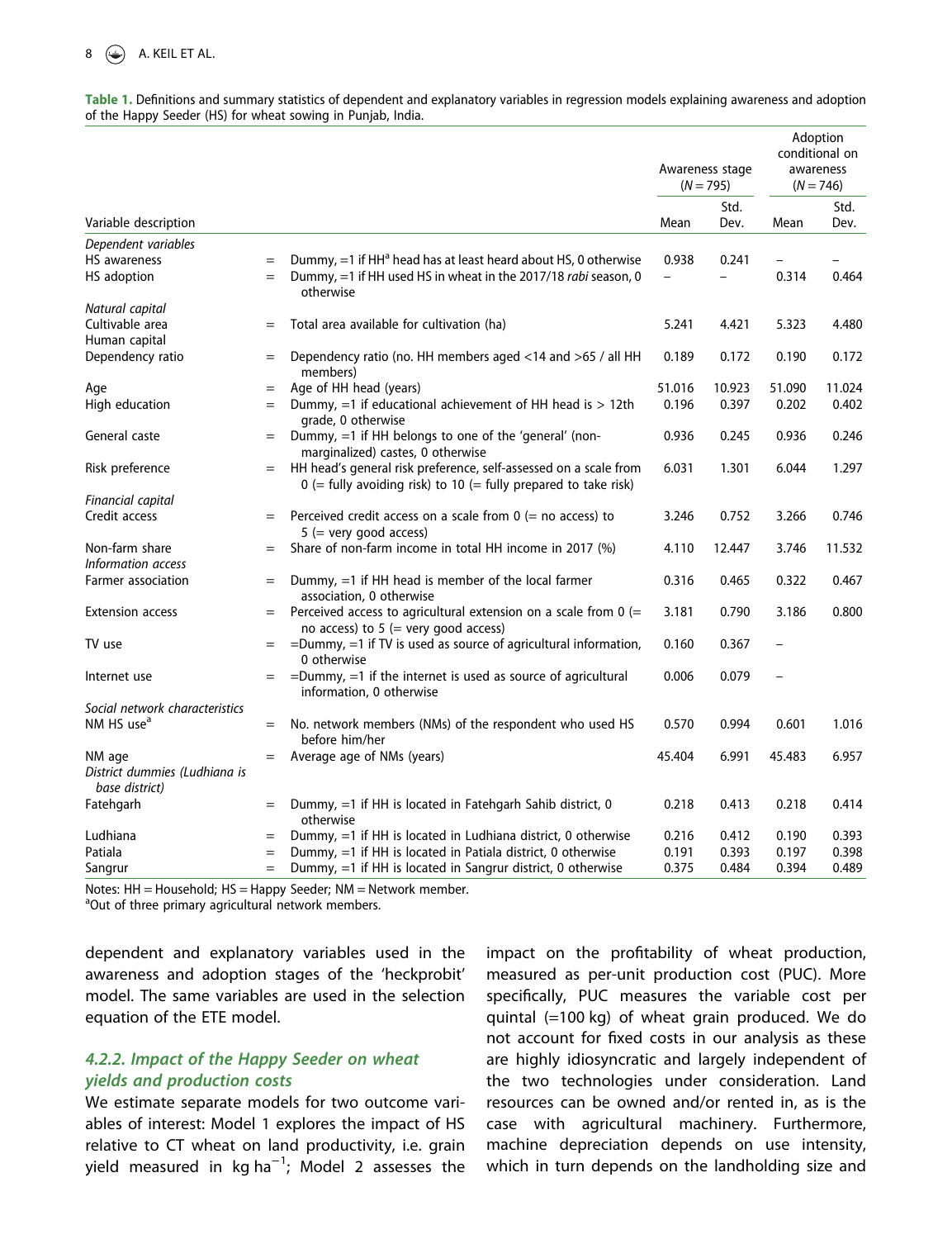**Table 1.** Definitions and summary statistics of dependent and explanatory variables in regression models explaining awareness and adoption of the Happy Seeder (HS) for wheat sowing in Punjab, India.

| Variable description | | | Awareness stage (N = 795) | | Adoption conditional on awareness (N = 746) | |
|---|---|---|---|---|---|---|
| | | | Mean | Std. Dev. | Mean | Std. Dev. |
| *Dependent variables* | | | | | | |
| HS awareness | = | Dummy, =1 if HH[a] head has at least heard about HS, 0 otherwise | 0.938 | 0.241 | – | – |
| HS adoption | = | Dummy, =1 if HH used HS in wheat in the 2017/18 *rabi* season, 0 otherwise | – | – | 0.314 | 0.464 |
| *Natural capital* | | | | | | |
| Cultivable area | = | Total area available for cultivation (ha) | 5.241 | 4.421 | 5.323 | 4.480 |
| Human capital | | | | | | |
| Dependency ratio | = | Dependency ratio (no. HH members aged <14 and >65 / all HH members) | 0.189 | 0.172 | 0.190 | 0.172 |
| Age | = | Age of HH head (years) | 51.016 | 10.923 | 51.090 | 11.024 |
| High education | = | Dummy, =1 if educational achievement of HH head is > 12th grade, 0 otherwise | 0.196 | 0.397 | 0.202 | 0.402 |
| General caste | = | Dummy, =1 if HH belongs to one of the 'general' (non-marginalized) castes, 0 otherwise | 0.936 | 0.245 | 0.936 | 0.246 |
| Risk preference | = | HH head's general risk preference, self-assessed on a scale from 0 (= fully avoiding risk) to 10 (= fully prepared to take risk) | 6.031 | 1.301 | 6.044 | 1.297 |
| *Financial capital* | | | | | | |
| Credit access | = | Perceived credit access on a scale from 0 (= no access) to 5 (= very good access) | 3.246 | 0.752 | 3.266 | 0.746 |
| Non-farm share | = | Share of non-farm income in total HH income in 2017 (%) | 4.110 | 12.447 | 3.746 | 11.532 |
| *Information access* | | | | | | |
| Farmer association | = | Dummy, =1 if HH head is member of the local farmer association, 0 otherwise | 0.316 | 0.465 | 0.322 | 0.467 |
| Extension access | = | Perceived access to agricultural extension on a scale from 0 (= no access) to 5 (= very good access) | 3.181 | 0.790 | 3.186 | 0.800 |
| TV use | = | =Dummy, =1 if TV is used as source of agricultural information, 0 otherwise | 0.160 | 0.367 | – | |
| Internet use | = | =Dummy, =1 if the internet is used as source of agricultural information, 0 otherwise | 0.006 | 0.079 | – | |
| *Social network characteristics* | | | | | | |
| NM HS use[a] | = | No. network members (NMs) of the respondent who used HS before him/her | 0.570 | 0.994 | 0.601 | 1.016 |
| NM age | = | Average age of NMs (years) | 45.404 | 6.991 | 45.483 | 6.957 |
| *District dummies (Ludhiana is base district)* | | | | | | |
| Fatehgarh | = | Dummy, =1 if HH is located in Fatehgarh Sahib district, 0 otherwise | 0.218 | 0.413 | 0.218 | 0.414 |
| Ludhiana | = | Dummy, =1 if HH is located in Ludhiana district, 0 otherwise | 0.216 | 0.412 | 0.190 | 0.393 |
| Patiala | = | Dummy, =1 if HH is located in Patiala district, 0 otherwise | 0.191 | 0.393 | 0.197 | 0.398 |
| Sangrur | = | Dummy, =1 if HH is located in Sangrur district, 0 otherwise | 0.375 | 0.484 | 0.394 | 0.489 |

Notes: HH = Household; HS = Happy Seeder; NM = Network member.
[a]Out of three primary agricultural network members.

dependent and explanatory variables used in the awareness and adoption stages of the 'heckprobit' model. The same variables are used in the selection equation of the ETE model.

#### 4.2.2. Impact of the Happy Seeder on wheat yields and production costs

We estimate separate models for two outcome variables of interest: Model 1 explores the impact of HS relative to CT wheat on land productivity, i.e. grain yield measured in kg ha$^{-1}$; Model 2 assesses the impact on the profitability of wheat production, measured as per-unit production cost (PUC). More specifically, PUC measures the variable cost per quintal (=100 kg) of wheat grain produced. We do not account for fixed costs in our analysis as these are highly idiosyncratic and largely independent of the two technologies under consideration. Land resources can be owned and/or rented in, as is the case with agricultural machinery. Furthermore, machine depreciation depends on use intensity, which in turn depends on the landholding size and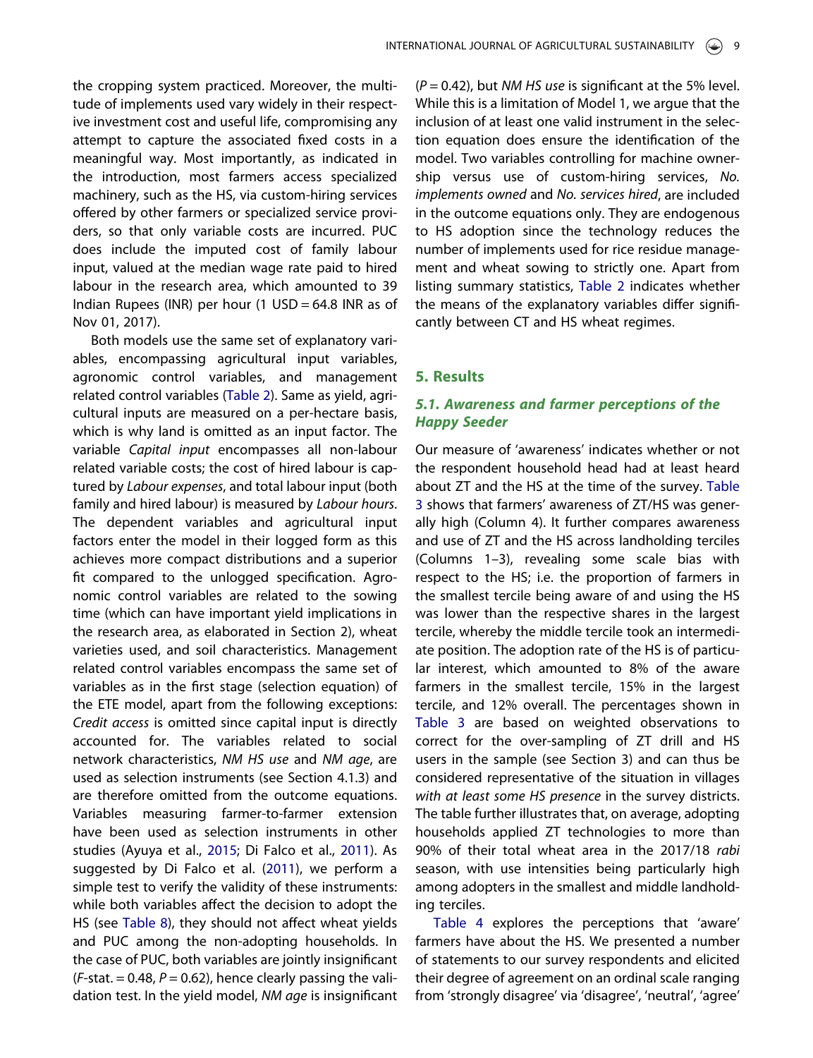the cropping system practiced. Moreover, the multitude of implements used vary widely in their respective investment cost and useful life, compromising any attempt to capture the associated fixed costs in a meaningful way. Most importantly, as indicated in the introduction, most farmers access specialized machinery, such as the HS, via custom-hiring services offered by other farmers or specialized service providers, so that only variable costs are incurred. PUC does include the imputed cost of family labour input, valued at the median wage rate paid to hired labour in the research area, which amounted to 39 Indian Rupees (INR) per hour (1 USD = 64.8 INR as of Nov 01, 2017).

Both models use the same set of explanatory variables, encompassing agricultural input variables, agronomic control variables, and management related control variables (Table 2). Same as yield, agricultural inputs are measured on a per-hectare basis, which is why land is omitted as an input factor. The variable *Capital input* encompasses all non-labour related variable costs; the cost of hired labour is captured by *Labour expenses*, and total labour input (both family and hired labour) is measured by *Labour hours*. The dependent variables and agricultural input factors enter the model in their logged form as this achieves more compact distributions and a superior fit compared to the unlogged specification. Agronomic control variables are related to the sowing time (which can have important yield implications in the research area, as elaborated in Section 2), wheat varieties used, and soil characteristics. Management related control variables encompass the same set of variables as in the first stage (selection equation) of the ETE model, apart from the following exceptions: *Credit access* is omitted since capital input is directly accounted for. The variables related to social network characteristics, *NM HS use* and *NM age*, are used as selection instruments (see Section 4.1.3) and are therefore omitted from the outcome equations. Variables measuring farmer-to-farmer extension have been used as selection instruments in other studies (Ayuya et al., 2015; Di Falco et al., 2011). As suggested by Di Falco et al. (2011), we perform a simple test to verify the validity of these instruments: while both variables affect the decision to adopt the HS (see Table 8), they should not affect wheat yields and PUC among the non-adopting households. In the case of PUC, both variables are jointly insignificant (*F*-stat. = 0.48, $P = 0.62$), hence clearly passing the validation test. In the yield model, *NM age* is insignificant ($P = 0.42$), but *NM HS use* is significant at the 5% level. While this is a limitation of Model 1, we argue that the inclusion of at least one valid instrument in the selection equation does ensure the identification of the model. Two variables controlling for machine ownership versus use of custom-hiring services, *No. implements owned* and *No. services hired*, are included in the outcome equations only. They are endogenous to HS adoption since the technology reduces the number of implements used for rice residue management and wheat sowing to strictly one. Apart from listing summary statistics, Table 2 indicates whether the means of the explanatory variables differ significantly between CT and HS wheat regimes.

## 5. Results

### 5.1. Awareness and farmer perceptions of the Happy Seeder

Our measure of 'awareness' indicates whether or not the respondent household head had at least heard about ZT and the HS at the time of the survey. Table 3 shows that farmers' awareness of ZT/HS was generally high (Column 4). It further compares awareness and use of ZT and the HS across landholding terciles (Columns 1–3), revealing some scale bias with respect to the HS; i.e. the proportion of farmers in the smallest tercile being aware of and using the HS was lower than the respective shares in the largest tercile, whereby the middle tercile took an intermediate position. The adoption rate of the HS is of particular interest, which amounted to 8% of the aware farmers in the smallest tercile, 15% in the largest tercile, and 12% overall. The percentages shown in Table 3 are based on weighted observations to correct for the over-sampling of ZT drill and HS users in the sample (see Section 3) and can thus be considered representative of the situation in villages *with at least some HS presence* in the survey districts. The table further illustrates that, on average, adopting households applied ZT technologies to more than 90% of their total wheat area in the 2017/18 *rabi* season, with use intensities being particularly high among adopters in the smallest and middle landholding terciles.

Table 4 explores the perceptions that 'aware' farmers have about the HS. We presented a number of statements to our survey respondents and elicited their degree of agreement on an ordinal scale ranging from 'strongly disagree' via 'disagree', 'neutral', 'agree'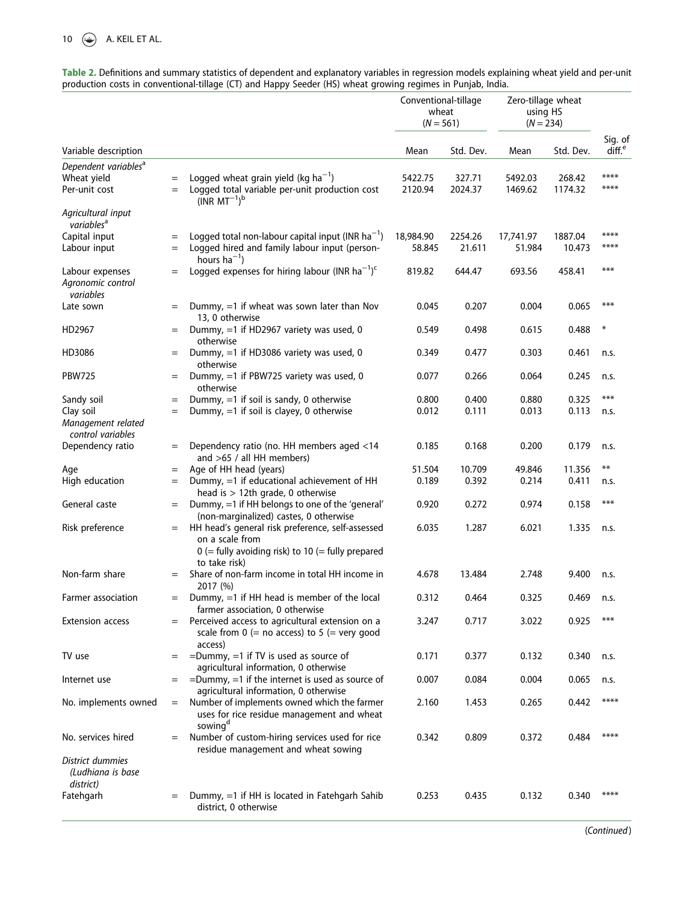**Table 2.** Definitions and summary statistics of dependent and explanatory variables in regression models explaining wheat yield and per-unit production costs in conventional-tillage (CT) and Happy Seeder (HS) wheat growing regimes in Punjab, India.

| | | | Conventional-tillage wheat ($N = 561$) | | Zero-tillage wheat using HS ($N = 234$) | | |
|---|---|---|---|---|---|---|---|
| Variable description | | | Mean | Std. Dev. | Mean | Std. Dev. | Sig. of diff.[e] |
| *Dependent variables*[a] | | | | | | | |
| Wheat yield | = | Logged wheat grain yield (kg ha$^{-1}$) | 5422.75 | 327.71 | 5492.03 | 268.42 | **** |
| Per-unit cost | = | Logged total variable per-unit production cost (INR MT$^{-1}$)[b] | 2120.94 | 2024.37 | 1469.62 | 1174.32 | **** |
| *Agricultural input variables*[a] | | | | | | | |
| Capital input | = | Logged total non-labour capital input (INR ha$^{-1}$) | 18,984.90 | 2254.26 | 17,741.97 | 1887.04 | **** |
| Labour input | = | Logged hired and family labour input (person-hours ha$^{-1}$) | 58.845 | 21.611 | 51.984 | 10.473 | **** |
| Labour expenses | = | Logged expenses for hiring labour (INR ha$^{-1}$)[c] | 819.82 | 644.47 | 693.56 | 458.41 | *** |
| *Agronomic control variables* | | | | | | | |
| Late sown | = | Dummy, =1 if wheat was sown later than Nov 13, 0 otherwise | 0.045 | 0.207 | 0.004 | 0.065 | *** |
| HD2967 | = | Dummy, =1 if HD2967 variety was used, 0 otherwise | 0.549 | 0.498 | 0.615 | 0.488 | * |
| HD3086 | = | Dummy, =1 if HD3086 variety was used, 0 otherwise | 0.349 | 0.477 | 0.303 | 0.461 | n.s. |
| PBW725 | = | Dummy, =1 if PBW725 variety was used, 0 otherwise | 0.077 | 0.266 | 0.064 | 0.245 | n.s. |
| Sandy soil | = | Dummy, =1 if soil is sandy, 0 otherwise | 0.800 | 0.400 | 0.880 | 0.325 | *** |
| Clay soil | = | Dummy, =1 if soil is clayey, 0 otherwise | 0.012 | 0.111 | 0.013 | 0.113 | n.s. |
| *Management related control variables* | | | | | | | |
| Dependency ratio | = | Dependency ratio (no. HH members aged <14 and >65 / all HH members) | 0.185 | 0.168 | 0.200 | 0.179 | n.s. |
| Age | = | Age of HH head (years) | 51.504 | 10.709 | 49.846 | 11.356 | ** |
| High education | = | Dummy, =1 if educational achievement of HH head is > 12th grade, 0 otherwise | 0.189 | 0.392 | 0.214 | 0.411 | n.s. |
| General caste | = | Dummy, =1 if HH belongs to one of the 'general' (non-marginalized) castes, 0 otherwise | 0.920 | 0.272 | 0.974 | 0.158 | *** |
| Risk preference | = | HH head's general risk preference, self-assessed on a scale from 0 (= fully avoiding risk) to 10 (= fully prepared to take risk) | 6.035 | 1.287 | 6.021 | 1.335 | n.s. |
| Non-farm share | = | Share of non-farm income in total HH income in 2017 (%) | 4.678 | 13.484 | 2.748 | 9.400 | n.s. |
| Farmer association | = | Dummy, =1 if HH head is member of the local farmer association, 0 otherwise | 0.312 | 0.464 | 0.325 | 0.469 | n.s. |
| Extension access | = | Perceived access to agricultural extension on a scale from 0 (= no access) to 5 (= very good access) | 3.247 | 0.717 | 3.022 | 0.925 | *** |
| TV use | = | =Dummy, =1 if TV is used as source of agricultural information, 0 otherwise | 0.171 | 0.377 | 0.132 | 0.340 | n.s. |
| Internet use | = | =Dummy, =1 if the internet is used as source of agricultural information, 0 otherwise | 0.007 | 0.084 | 0.004 | 0.065 | n.s. |
| No. implements owned | = | Number of implements owned which the farmer uses for rice residue management and wheat sowing[d] | 2.160 | 1.453 | 0.265 | 0.442 | **** |
| No. services hired | = | Number of custom-hiring services used for rice residue management and wheat sowing | 0.342 | 0.809 | 0.372 | 0.484 | **** |
| *District dummies (Ludhiana is base district)* | | | | | | | |
| Fatehgarh | = | Dummy, =1 if HH is located in Fatehgarh Sahib district, 0 otherwise | 0.253 | 0.435 | 0.132 | 0.340 | **** |

(*Continued*)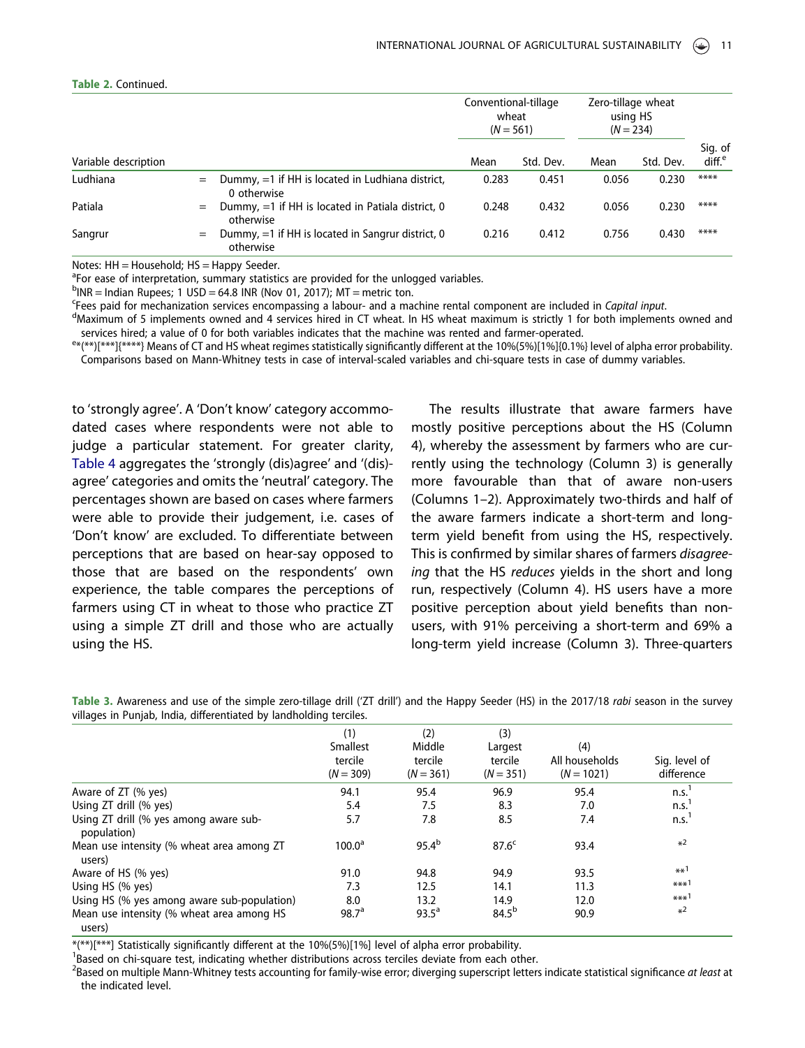**Table 2.** Continued.

| Variable description | | | Conventional-tillage wheat ($N = 561$) | | Zero-tillage wheat using HS ($N = 234$) | | Sig. of diff.[e] |
|---|---|---|---|---|---|---|---|
| | | | Mean | Std. Dev. | Mean | Std. Dev. | |
| Ludhiana | = | Dummy, =1 if HH is located in Ludhiana district, 0 otherwise | 0.283 | 0.451 | 0.056 | 0.230 | **** |
| Patiala | = | Dummy, =1 if HH is located in Patiala district, 0 otherwise | 0.248 | 0.432 | 0.056 | 0.230 | **** |
| Sangrur | = | Dummy, =1 if HH is located in Sangrur district, 0 otherwise | 0.216 | 0.412 | 0.756 | 0.430 | **** |

Notes: HH = Household; HS = Happy Seeder.
[a]For ease of interpretation, summary statistics are provided for the unlogged variables.
[b]INR = Indian Rupees; 1 USD = 64.8 INR (Nov 01, 2017); MT = metric ton.
[c]Fees paid for mechanization services encompassing a labour- and a machine rental component are included in *Capital input*.
[d]Maximum of 5 implements owned and 4 services hired in CT wheat. In HS wheat maximum is strictly 1 for both implements owned and services hired; a value of 0 for both variables indicates that the machine was rented and farmer-operated.
[e]*(**)[***]{****} Means of CT and HS wheat regimes statistically significantly different at the 10%(5%)[1%]{0.1%} level of alpha error probability. Comparisons based on Mann-Whitney tests in case of interval-scaled variables and chi-square tests in case of dummy variables.

to 'strongly agree'. A 'Don't know' category accommodated cases where respondents were not able to judge a particular statement. For greater clarity, Table 4 aggregates the 'strongly (dis)agree' and '(dis)-agree' categories and omits the 'neutral' category. The percentages shown are based on cases where farmers were able to provide their judgement, i.e. cases of 'Don't know' are excluded. To differentiate between perceptions that are based on hear-say opposed to those that are based on the respondents' own experience, the table compares the perceptions of farmers using CT in wheat to those who practice ZT using a simple ZT drill and those who are actually using the HS.

The results illustrate that aware farmers have mostly positive perceptions about the HS (Column 4), whereby the assessment by farmers who are currently using the technology (Column 3) is generally more favourable than that of aware non-users (Columns 1–2). Approximately two-thirds and half of the aware farmers indicate a short-term and long-term yield benefit from using the HS, respectively. This is confirmed by similar shares of farmers *disagreeing* that the HS *reduces* yields in the short and long run, respectively (Column 4). HS users have a more positive perception about yield benefits than non-users, with 91% perceiving a short-term and 69% a long-term yield increase (Column 3). Three-quarters

**Table 3.** Awareness and use of the simple zero-tillage drill ('ZT drill') and the Happy Seeder (HS) in the 2017/18 *rabi* season in the survey villages in Punjab, India, differentiated by landholding terciles.

| | (1) Smallest tercile ($N = 309$) | (2) Middle tercile ($N = 361$) | (3) Largest tercile ($N = 351$) | (4) All households ($N = 1021$) | Sig. level of difference |
|---|---|---|---|---|---|
| Aware of ZT (% yes) | 94.1 | 95.4 | 96.9 | 95.4 | n.s.[1] |
| Using ZT drill (% yes) | 5.4 | 7.5 | 8.3 | 7.0 | n.s.[1] |
| Using ZT drill (% yes among aware sub-population) | 5.7 | 7.8 | 8.5 | 7.4 | n.s.[1] |
| Mean use intensity (% wheat area among ZT users) | 100.0[a] | 95.4[b] | 87.6[c] | 93.4 | *[2] |
| Aware of HS (% yes) | 91.0 | 94.8 | 94.9 | 93.5 | **[1] |
| Using HS (% yes) | 7.3 | 12.5 | 14.1 | 11.3 | ***[1] |
| Using HS (% yes among aware sub-population) | 8.0 | 13.2 | 14.9 | 12.0 | ***[1] |
| Mean use intensity (% wheat area among HS users) | 98.7[a] | 93.5[a] | 84.5[b] | 90.9 | *[2] |

*(**)[***] Statistically significantly different at the 10%(5%)[1%] level of alpha error probability.
[1]Based on chi-square test, indicating whether distributions across terciles deviate from each other.
[2]Based on multiple Mann-Whitney tests accounting for family-wise error; diverging superscript letters indicate statistical significance *at least* at the indicated level.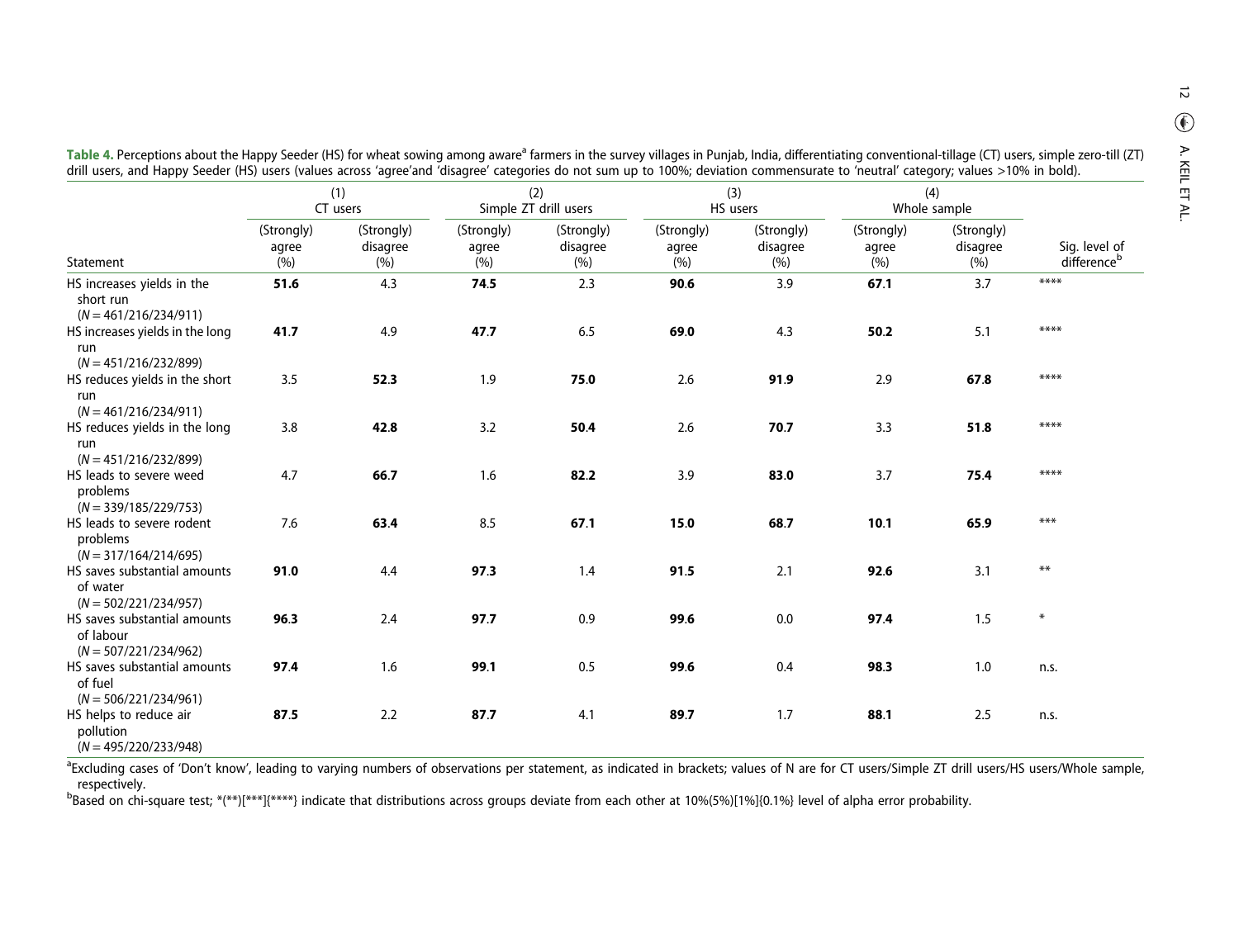**Table 4.** Perceptions about the Happy Seeder (HS) for wheat sowing among aware[a] farmers in the survey villages in Punjab, India, differentiating conventional-tillage (CT) users, simple zero-till (ZT) drill users, and Happy Seeder (HS) users (values across 'agree'and 'disagree' categories do not sum up to 100%; deviation commensurate to 'neutral' category; values >10% in bold).

| Statement | (1) CT users | | (2) Simple ZT drill users | | (3) HS users | | (4) Whole sample | | Sig. level of difference[b] |
|---|---|---|---|---|---|---|---|---|---|
| | (Strongly) agree (%) | (Strongly) disagree (%) | (Strongly) agree (%) | (Strongly) disagree (%) | (Strongly) agree (%) | (Strongly) disagree (%) | (Strongly) agree (%) | (Strongly) disagree (%) | |
| HS increases yields in the short run (*N* = 461/216/234/911) | **51.6** | 4.3 | **74.5** | 2.3 | **90.6** | 3.9 | **67.1** | 3.7 | **** |
| HS increases yields in the long run (*N* = 451/216/232/899) | **41.7** | 4.9 | **47.7** | 6.5 | **69.0** | 4.3 | **50.2** | 5.1 | **** |
| HS reduces yields in the short run (*N* = 461/216/234/911) | 3.5 | **52.3** | 1.9 | **75.0** | 2.6 | **91.9** | 2.9 | **67.8** | **** |
| HS reduces yields in the long run (*N* = 451/216/232/899) | 3.8 | **42.8** | 3.2 | **50.4** | 2.6 | **70.7** | 3.3 | **51.8** | **** |
| HS leads to severe weed problems (*N* = 339/185/229/753) | 4.7 | **66.7** | 1.6 | **82.2** | 3.9 | **83.0** | 3.7 | **75.4** | **** |
| HS leads to severe rodent problems (*N* = 317/164/214/695) | 7.6 | **63.4** | 8.5 | **67.1** | **15.0** | **68.7** | **10.1** | **65.9** | *** |
| HS saves substantial amounts of water (*N* = 502/221/234/957) | **91.0** | 4.4 | **97.3** | 1.4 | **91.5** | 2.1 | **92.6** | 3.1 | ** |
| HS saves substantial amounts of labour (*N* = 507/221/234/962) | **96.3** | 2.4 | **97.7** | 0.9 | **99.6** | 0.0 | **97.4** | 1.5 | * |
| HS saves substantial amounts of fuel (*N* = 506/221/234/961) | **97.4** | 1.6 | **99.1** | 0.5 | **99.6** | 0.4 | **98.3** | 1.0 | n.s. |
| HS helps to reduce air pollution (*N* = 495/220/233/948) | **87.5** | 2.2 | **87.7** | 4.1 | **89.7** | 1.7 | **88.1** | 2.5 | n.s. |

[a]Excluding cases of 'Don't know', leading to varying numbers of observations per statement, as indicated in brackets; values of N are for CT users/Simple ZT drill users/HS users/Whole sample, respectively.

[b]Based on chi-square test; *(**)[***]{****} indicate that distributions across groups deviate from each other at 10%(5%)[1%]{0.1%} level of alpha error probability.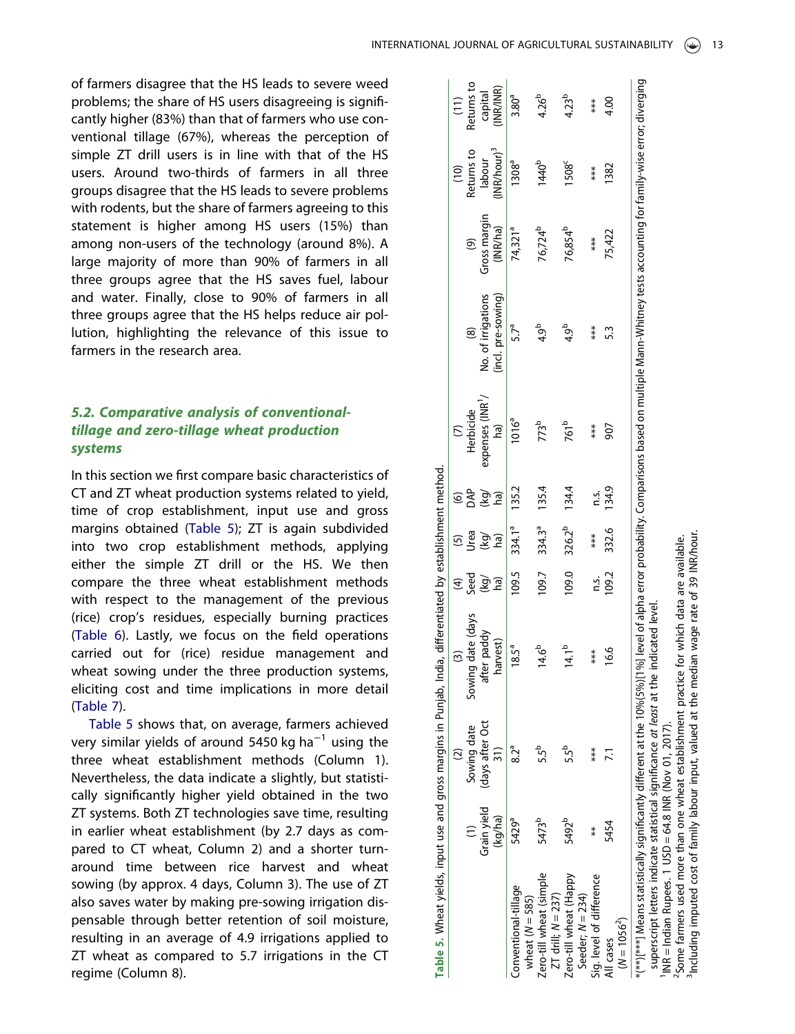of farmers disagree that the HS leads to severe weed problems; the share of HS users disagreeing is significantly higher (83%) than that of farmers who use conventional tillage (67%), whereas the perception of simple ZT drill users is in line with that of the HS users. Around two-thirds of farmers in all three groups disagree that the HS leads to severe problems with rodents, but the share of farmers agreeing to this statement is higher among HS users (15%) than among non-users of the technology (around 8%). A large majority of more than 90% of farmers in all three groups agree that the HS saves fuel, labour and water. Finally, close to 90% of farmers in all three groups agree that the HS helps reduce air pollution, highlighting the relevance of this issue to farmers in the research area.

### *5.2. Comparative analysis of conventional-tillage and zero-tillage wheat production systems*

In this section we first compare basic characteristics of CT and ZT wheat production systems related to yield, time of crop establishment, input use and gross margins obtained (Table 5); ZT is again subdivided into two crop establishment methods, applying either the simple ZT drill or the HS. We then compare the three wheat establishment methods with respect to the management of the previous (rice) crop's residues, especially burning practices (Table 6). Lastly, we focus on the field operations carried out for (rice) residue management and wheat sowing under the three production systems, eliciting cost and time implications in more detail (Table 7).

Table 5 shows that, on average, farmers achieved very similar yields of around 5450 kg $ha^{-1}$ using the three wheat establishment methods (Column 1). Nevertheless, the data indicate a slightly, but statistically significantly higher yield obtained in the two ZT systems. Both ZT technologies save time, resulting in earlier wheat establishment (by 2.7 days as compared to CT wheat, Column 2) and a shorter turn-around time between rice harvest and wheat sowing (by approx. 4 days, Column 3). The use of ZT also saves water by making pre-sowing irrigation dispensable through better retention of soil moisture, resulting in an average of 4.9 irrigations applied to ZT wheat as compared to 5.7 irrigations in the CT regime (Column 8).

**Table 5.** Wheat yields, input use and gross margins in Punjab, India, differentiated by establishment method.

| | (1) Grain yield (kg/ha) | (2) Sowing date (days after Oct 31) | (3) Sowing date (days after paddy harvest) | (4) Seed (kg/ha) | (5) Urea (kg/ha) | (6) DAP (kg/ha) | (7) Herbicide expenses (INR[1]/ha) | (8) No. of irrigations (incl. pre-sowing) | (9) Gross margin (INR/ha) | (10) Returns to labour (INR/hour)[3] | (11) Returns to capital (INR/INR) |
|---|---|---|---|---|---|---|---|---|---|---|---|
| Conventional-tillage wheat (N = 585) | 5429[a] | 8.2[a] | 18.5[a] | 109.5 | 334.1[a] | 135.2 | 1016[a] | 5.7[a] | 74,321[a] | 1308[a] | 3.80[a] |
| Zero-till wheat (simple ZT drill; N = 237) | 5473[b] | 5.5[b] | 14.6[b] | 109.7 | 334.3[a] | 135.4 | 773[b] | 4.9[b] | 76,724[b] | 1440[b] | 4.26[b] |
| Zero-till wheat (Happy Seeder; N = 234) | 5492[b] | 5.5[b] | 14.1[b] | 109.0 | 326.2[b] | 134.4 | 761[b] | 4.9[b] | 76,854[b] | 1508[c] | 4.23[b] |
| Sig. level of difference | ** | *** | *** | n.s. | *** | n.s. | *** | *** | *** | *** | *** |
| All cases (N = 1056[2]) | 5454 | 7.1 | 16.6 | 109.2 | 332.6 | 134.9 | 907 | 5.3 | 75,422 | 1382 | 4.00 |

*(**)[***] Means statistically significantly different at the 10%[5%][1%] level of alpha error probability. Comparisons based on multiple Mann-Whitney tests accounting for family-wise error; diverging superscript letters indicate statistical significance *at least* at the indicated level.

[1]INR = Indian Rupees. 1 USD = 64.8 INR (Nov 01, 2017).

[2]Some farmers used more than one wheat establishment practice for which data are available.

[3]Including imputed cost of family labour input, valued at the median wage rate of 39 INR/hour.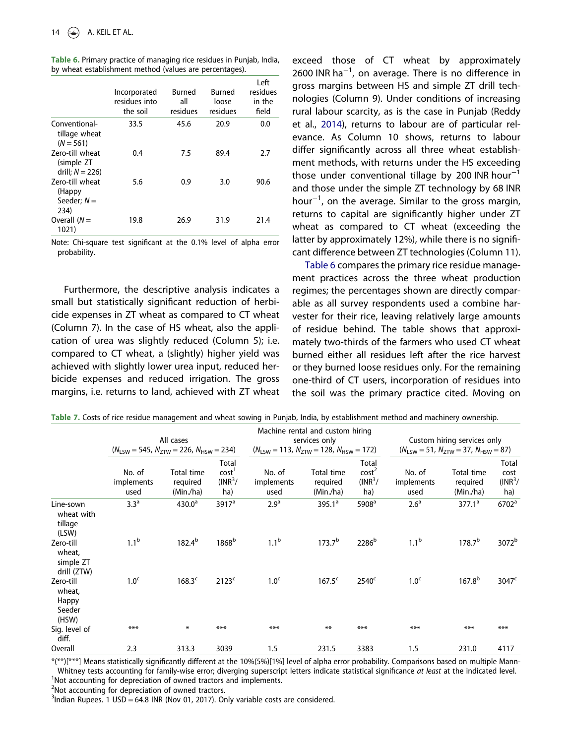**Table 6.** Primary practice of managing rice residues in Punjab, India, by wheat establishment method (values are percentages).

| | Incorporated residues into the soil | Burned all residues | Burned loose residues | Left residues in the field |
|---|---|---|---|---|
| Conventional-tillage wheat ($N = 561$) | 33.5 | 45.6 | 20.9 | 0.0 |
| Zero-till wheat (simple ZT drill; $N = 226$) | 0.4 | 7.5 | 89.4 | 2.7 |
| Zero-till wheat (Happy Seeder; $N = 234$) | 5.6 | 0.9 | 3.0 | 90.6 |
| Overall ($N = 1021$) | 19.8 | 26.9 | 31.9 | 21.4 |

Note: Chi-square test significant at the 0.1% level of alpha error probability.

Furthermore, the descriptive analysis indicates a small but statistically significant reduction of herbicide expenses in ZT wheat as compared to CT wheat (Column 7). In the case of HS wheat, also the application of urea was slightly reduced (Column 5); i.e. compared to CT wheat, a (slightly) higher yield was achieved with slightly lower urea input, reduced herbicide expenses and reduced irrigation. The gross margins, i.e. returns to land, achieved with ZT wheat exceed those of CT wheat by approximately 2600 INR ha$^{-1}$, on average. There is no difference in gross margins between HS and simple ZT drill technologies (Column 9). Under conditions of increasing rural labour scarcity, as is the case in Punjab (Reddy et al., 2014), returns to labour are of particular relevance. As Column 10 shows, returns to labour differ significantly across all three wheat establishment methods, with returns under the HS exceeding those under conventional tillage by 200 INR hour$^{-1}$ and those under the simple ZT technology by 68 INR hour$^{-1}$, on the average. Similar to the gross margin, returns to capital are significantly higher under ZT wheat as compared to CT wheat (exceeding the latter by approximately 12%), while there is no significant difference between ZT technologies (Column 11).

Table 6 compares the primary rice residue management practices across the three wheat production regimes; the percentages shown are directly comparable as all survey respondents used a combine harvester for their rice, leaving relatively large amounts of residue behind. The table shows that approximately two-thirds of the farmers who used CT wheat burned either all residues left after the rice harvest or they burned loose residues only. For the remaining one-third of CT users, incorporation of residues into the soil was the primary practice cited. Moving on

**Table 7.** Costs of rice residue management and wheat sowing in Punjab, India, by establishment method and machinery ownership.

| | All cases ($N_{LSW} = 545$, $N_{ZTW} = 226$, $N_{HSW} = 234$) | | | Machine rental and custom hiring services only ($N_{LSW} = 113$, $N_{ZTW} = 128$, $N_{HSW} = 172$) | | | Custom hiring services only ($N_{LSW} = 51$, $N_{ZTW} = 37$, $N_{HSW} = 87$) | | |
|---|---|---|---|---|---|---|---|---|---|
| | No. of implements used | Total time required (Min./ha) | Total cost[1] (INR[3]/ha) | No. of implements used | Total time required (Min./ha) | Total cost[2] (INR[3]/ha) | No. of implements used | Total time required (Min./ha) | Total cost (INR[3]/ha) |
| Line-sown wheat with tillage (LSW) | 3.3[a] | 430.0[a] | 3917[a] | 2.9[a] | 395.1[a] | 5908[a] | 2.6[a] | 377.1[a] | 6702[a] |
| Zero-till wheat, simple ZT drill (ZTW) | 1.1[b] | 182.4[b] | 1868[b] | 1.1[b] | 173.7[b] | 2286[b] | 1.1[b] | 178.7[b] | 3072[b] |
| Zero-till wheat, Happy Seeder (HSW) | 1.0[c] | 168.3[c] | 2123[c] | 1.0[c] | 167.5[c] | 2540[c] | 1.0[c] | 167.8[b] | 3047[c] |
| Sig. level of diff. | *** | * | *** | *** | ** | *** | *** | *** | *** |
| Overall | 2.3 | 313.3 | 3039 | 1.5 | 231.5 | 3383 | 1.5 | 231.0 | 4117 |

*(**)[***] Means statistically significantly different at the 10%(5%)[1%] level of alpha error probability. Comparisons based on multiple Mann-Whitney tests accounting for family-wise error; diverging superscript letters indicate statistical significance *at least* at the indicated level.
[1]Not accounting for depreciation of owned tractors and implements.
[2]Not accounting for depreciation of owned tractors.
[3]Indian Rupees. 1 USD = 64.8 INR (Nov 01, 2017). Only variable costs are considered.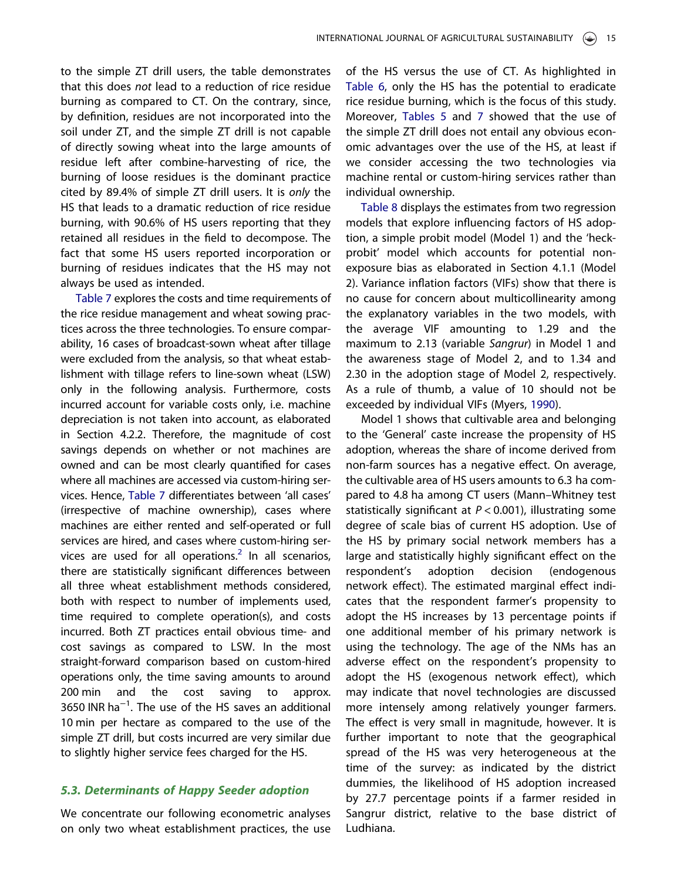to the simple ZT drill users, the table demonstrates that this does *not* lead to a reduction of rice residue burning as compared to CT. On the contrary, since, by definition, residues are not incorporated into the soil under ZT, and the simple ZT drill is not capable of directly sowing wheat into the large amounts of residue left after combine-harvesting of rice, the burning of loose residues is the dominant practice cited by 89.4% of simple ZT drill users. It is *only* the HS that leads to a dramatic reduction of rice residue burning, with 90.6% of HS users reporting that they retained all residues in the field to decompose. The fact that some HS users reported incorporation or burning of residues indicates that the HS may not always be used as intended.

Table 7 explores the costs and time requirements of the rice residue management and wheat sowing practices across the three technologies. To ensure comparability, 16 cases of broadcast-sown wheat after tillage were excluded from the analysis, so that wheat establishment with tillage refers to line-sown wheat (LSW) only in the following analysis. Furthermore, costs incurred account for variable costs only, i.e. machine depreciation is not taken into account, as elaborated in Section 4.2.2. Therefore, the magnitude of cost savings depends on whether or not machines are owned and can be most clearly quantified for cases where all machines are accessed via custom-hiring services. Hence, Table 7 differentiates between 'all cases' (irrespective of machine ownership), cases where machines are either rented and self-operated or full services are hired, and cases where custom-hiring services are used for all operations.[2] In all scenarios, there are statistically significant differences between all three wheat establishment methods considered, both with respect to number of implements used, time required to complete operation(s), and costs incurred. Both ZT practices entail obvious time- and cost savings as compared to LSW. In the most straight-forward comparison based on custom-hired operations only, the time saving amounts to around 200 min and the cost saving to approx. 3650 INR $ha^{-1}$. The use of the HS saves an additional 10 min per hectare as compared to the use of the simple ZT drill, but costs incurred are very similar due to slightly higher service fees charged for the HS.

### 5.3. Determinants of Happy Seeder adoption

We concentrate our following econometric analyses on only two wheat establishment practices, the use of the HS versus the use of CT. As highlighted in Table 6, only the HS has the potential to eradicate rice residue burning, which is the focus of this study. Moreover, Tables 5 and 7 showed that the use of the simple ZT drill does not entail any obvious economic advantages over the use of the HS, at least if we consider accessing the two technologies via machine rental or custom-hiring services rather than individual ownership.

Table 8 displays the estimates from two regression models that explore influencing factors of HS adoption, a simple probit model (Model 1) and the 'heckprobit' model which accounts for potential non-exposure bias as elaborated in Section 4.1.1 (Model 2). Variance inflation factors (VIFs) show that there is no cause for concern about multicollinearity among the explanatory variables in the two models, with the average VIF amounting to 1.29 and the maximum to 2.13 (variable *Sangrur*) in Model 1 and the awareness stage of Model 2, and to 1.34 and 2.30 in the adoption stage of Model 2, respectively. As a rule of thumb, a value of 10 should not be exceeded by individual VIFs (Myers, 1990).

Model 1 shows that cultivable area and belonging to the 'General' caste increase the propensity of HS adoption, whereas the share of income derived from non-farm sources has a negative effect. On average, the cultivable area of HS users amounts to 6.3 ha compared to 4.8 ha among CT users (Mann–Whitney test statistically significant at $P < 0.001$), illustrating some degree of scale bias of current HS adoption. Use of the HS by primary social network members has a large and statistically highly significant effect on the respondent's adoption decision (endogenous network effect). The estimated marginal effect indicates that the respondent farmer's propensity to adopt the HS increases by 13 percentage points if one additional member of his primary network is using the technology. The age of the NMs has an adverse effect on the respondent's propensity to adopt the HS (exogenous network effect), which may indicate that novel technologies are discussed more intensely among relatively younger farmers. The effect is very small in magnitude, however. It is further important to note that the geographical spread of the HS was very heterogeneous at the time of the survey: as indicated by the district dummies, the likelihood of HS adoption increased by 27.7 percentage points if a farmer resided in Sangrur district, relative to the base district of Ludhiana.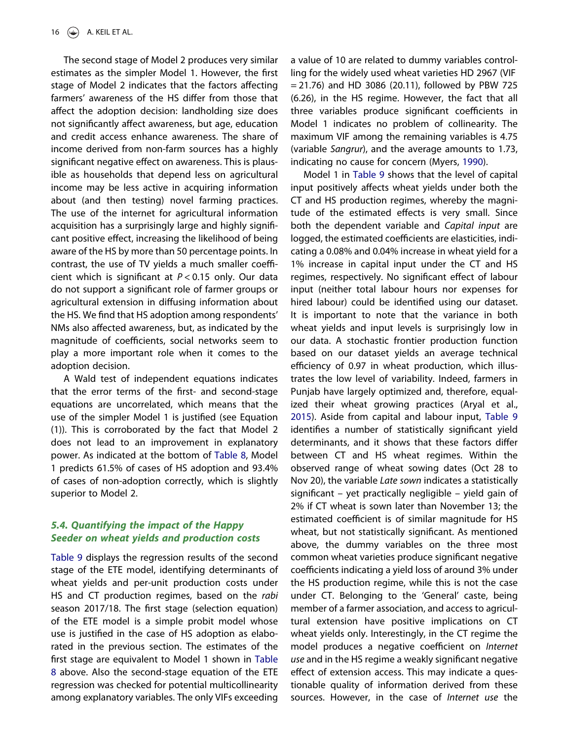The second stage of Model 2 produces very similar estimates as the simpler Model 1. However, the first stage of Model 2 indicates that the factors affecting farmers' awareness of the HS differ from those that affect the adoption decision: landholding size does not significantly affect awareness, but age, education and credit access enhance awareness. The share of income derived from non-farm sources has a highly significant negative effect on awareness. This is plausible as households that depend less on agricultural income may be less active in acquiring information about (and then testing) novel farming practices. The use of the internet for agricultural information acquisition has a surprisingly large and highly significant positive effect, increasing the likelihood of being aware of the HS by more than 50 percentage points. In contrast, the use of TV yields a much smaller coefficient which is significant at $P < 0.15$ only. Our data do not support a significant role of farmer groups or agricultural extension in diffusing information about the HS. We find that HS adoption among respondents' NMs also affected awareness, but, as indicated by the magnitude of coefficients, social networks seem to play a more important role when it comes to the adoption decision.

A Wald test of independent equations indicates that the error terms of the first- and second-stage equations are uncorrelated, which means that the use of the simpler Model 1 is justified (see Equation (1)). This is corroborated by the fact that Model 2 does not lead to an improvement in explanatory power. As indicated at the bottom of Table 8, Model 1 predicts 61.5% of cases of HS adoption and 93.4% of cases of non-adoption correctly, which is slightly superior to Model 2.

### 5.4. Quantifying the impact of the Happy Seeder on wheat yields and production costs

Table 9 displays the regression results of the second stage of the ETE model, identifying determinants of wheat yields and per-unit production costs under HS and CT production regimes, based on the *rabi* season 2017/18. The first stage (selection equation) of the ETE model is a simple probit model whose use is justified in the case of HS adoption as elaborated in the previous section. The estimates of the first stage are equivalent to Model 1 shown in Table 8 above. Also the second-stage equation of the ETE regression was checked for potential multicollinearity among explanatory variables. The only VIFs exceeding a value of 10 are related to dummy variables controlling for the widely used wheat varieties HD 2967 (VIF = 21.76) and HD 3086 (20.11), followed by PBW 725 (6.26), in the HS regime. However, the fact that all three variables produce significant coefficients in Model 1 indicates no problem of collinearity. The maximum VIF among the remaining variables is 4.75 (variable *Sangrur*), and the average amounts to 1.73, indicating no cause for concern (Myers, 1990).

Model 1 in Table 9 shows that the level of capital input positively affects wheat yields under both the CT and HS production regimes, whereby the magnitude of the estimated effects is very small. Since both the dependent variable and *Capital input* are logged, the estimated coefficients are elasticities, indicating a 0.08% and 0.04% increase in wheat yield for a 1% increase in capital input under the CT and HS regimes, respectively. No significant effect of labour input (neither total labour hours nor expenses for hired labour) could be identified using our dataset. It is important to note that the variance in both wheat yields and input levels is surprisingly low in our data. A stochastic frontier production function based on our dataset yields an average technical efficiency of 0.97 in wheat production, which illustrates the low level of variability. Indeed, farmers in Punjab have largely optimized and, therefore, equalized their wheat growing practices (Aryal et al., 2015). Aside from capital and labour input, Table 9 identifies a number of statistically significant yield determinants, and it shows that these factors differ between CT and HS wheat regimes. Within the observed range of wheat sowing dates (Oct 28 to Nov 20), the variable *Late sown* indicates a statistically significant – yet practically negligible – yield gain of 2% if CT wheat is sown later than November 13; the estimated coefficient is of similar magnitude for HS wheat, but not statistically significant. As mentioned above, the dummy variables on the three most common wheat varieties produce significant negative coefficients indicating a yield loss of around 3% under the HS production regime, while this is not the case under CT. Belonging to the 'General' caste, being member of a farmer association, and access to agricultural extension have positive implications on CT wheat yields only. Interestingly, in the CT regime the model produces a negative coefficient on *Internet use* and in the HS regime a weakly significant negative effect of extension access. This may indicate a questionable quality of information derived from these sources. However, in the case of *Internet use* the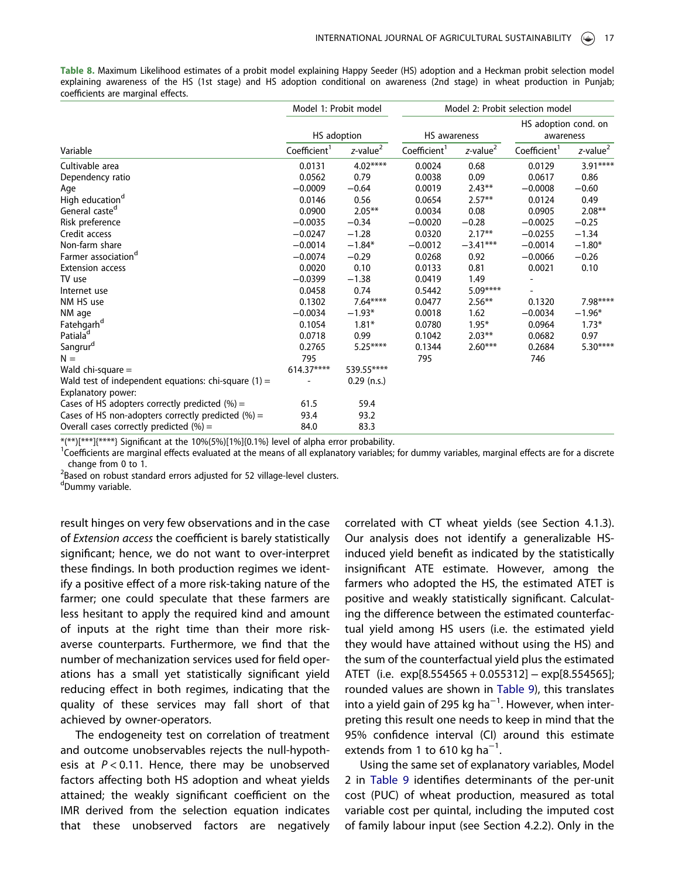**Table 8.** Maximum Likelihood estimates of a probit model explaining Happy Seeder (HS) adoption and a Heckman probit selection model explaining awareness of the HS (1st stage) and HS adoption conditional on awareness (2nd stage) in wheat production in Punjab; coefficients are marginal effects.

| | Model 1: Probit model | | Model 2: Probit selection model | | | |
|---|---|---|---|---|---|---|
| | HS adoption | | HS awareness | | HS adoption cond. on awareness | |
| Variable | Coefficient[1] | z-value[2] | Coefficient[1] | z-value[2] | Coefficient[1] | z-value[2] |
| Cultivable area | 0.0131 | 4.02**** | 0.0024 | 0.68 | 0.0129 | 3.91**** |
| Dependency ratio | 0.0562 | 0.79 | 0.0038 | 0.09 | 0.0617 | 0.86 |
| Age | −0.0009 | −0.64 | 0.0019 | 2.43** | −0.0008 | −0.60 |
| High education[d] | 0.0146 | 0.56 | 0.0654 | 2.57** | 0.0124 | 0.49 |
| General caste[d] | 0.0900 | 2.05** | 0.0034 | 0.08 | 0.0905 | 2.08** |
| Risk preference | −0.0035 | −0.34 | −0.0020 | −0.28 | −0.0025 | −0.25 |
| Credit access | −0.0247 | −1.28 | 0.0320 | 2.17** | −0.0255 | −1.34 |
| Non-farm share | −0.0014 | −1.84* | −0.0012 | −3.41*** | −0.0014 | −1.80* |
| Farmer association[d] | −0.0074 | −0.29 | 0.0268 | 0.92 | −0.0066 | −0.26 |
| Extension access | 0.0020 | 0.10 | 0.0133 | 0.81 | 0.0021 | 0.10 |
| TV use | −0.0399 | −1.38 | 0.0419 | 1.49 | - | |
| Internet use | 0.0458 | 0.74 | 0.5442 | 5.09**** | - | |
| NM HS use | 0.1302 | 7.64**** | 0.0477 | 2.56** | 0.1320 | 7.98**** |
| NM age | −0.0034 | −1.93* | 0.0018 | 1.62 | −0.0034 | −1.96* |
| Fatehgarh[d] | 0.1054 | 1.81* | 0.0780 | 1.95* | 0.0964 | 1.73* |
| Patiala[d] | 0.0718 | 0.99 | 0.1042 | 2.03** | 0.0682 | 0.97 |
| Sangrur[d] | 0.2765 | 5.25**** | 0.1344 | 2.60*** | 0.2684 | 5.30**** |
| N = | 795 | | 795 | | 746 | |
| Wald chi-square = | 614.37**** | 539.55**** | | | | |
| Wald test of independent equations: chi-square (1) = | - | 0.29 (n.s.) | | | | |
| Explanatory power: | | | | | | |
| Cases of HS adopters correctly predicted (%) = | 61.5 | 59.4 | | | | |
| Cases of HS non-adopters correctly predicted (%) = | 93.4 | 93.2 | | | | |
| Overall cases correctly predicted (%) = | 84.0 | 83.3 | | | | |

*(**)[***]{****} Significant at the 10%(5%)[1%]{0.1%} level of alpha error probability.
[1]Coefficients are marginal effects evaluated at the means of all explanatory variables; for dummy variables, marginal effects are for a discrete change from 0 to 1.
[2]Based on robust standard errors adjusted for 52 village-level clusters.
[d]Dummy variable.

result hinges on very few observations and in the case of *Extension access* the coefficient is barely statistically significant; hence, we do not want to over-interpret these findings. In both production regimes we identify a positive effect of a more risk-taking nature of the farmer; one could speculate that these farmers are less hesitant to apply the required kind and amount of inputs at the right time than their more risk-averse counterparts. Furthermore, we find that the number of mechanization services used for field operations has a small yet statistically significant yield reducing effect in both regimes, indicating that the quality of these services may fall short of that achieved by owner-operators.

The endogeneity test on correlation of treatment and outcome unobservables rejects the null-hypothesis at $P < 0.11$. Hence, there may be unobserved factors affecting both HS adoption and wheat yields attained; the weakly significant coefficient on the IMR derived from the selection equation indicates that these unobserved factors are negatively correlated with CT wheat yields (see Section 4.1.3). Our analysis does not identify a generalizable HS-induced yield benefit as indicated by the statistically insignificant ATE estimate. However, among the farmers who adopted the HS, the estimated ATET is positive and weakly statistically significant. Calculating the difference between the estimated counterfactual yield among HS users (i.e. the estimated yield they would have attained without using the HS) and the sum of the counterfactual yield plus the estimated ATET (i.e. $\exp[8.554565 + 0.055312] - \exp[8.554565]$; rounded values are shown in Table 9), this translates into a yield gain of 295 kg ha$^{-1}$. However, when interpreting this result one needs to keep in mind that the 95% confidence interval (CI) around this estimate extends from 1 to 610 kg ha$^{-1}$.

Using the same set of explanatory variables, Model 2 in Table 9 identifies determinants of the per-unit cost (PUC) of wheat production, measured as total variable cost per quintal, including the imputed cost of family labour input (see Section 4.2.2). Only in the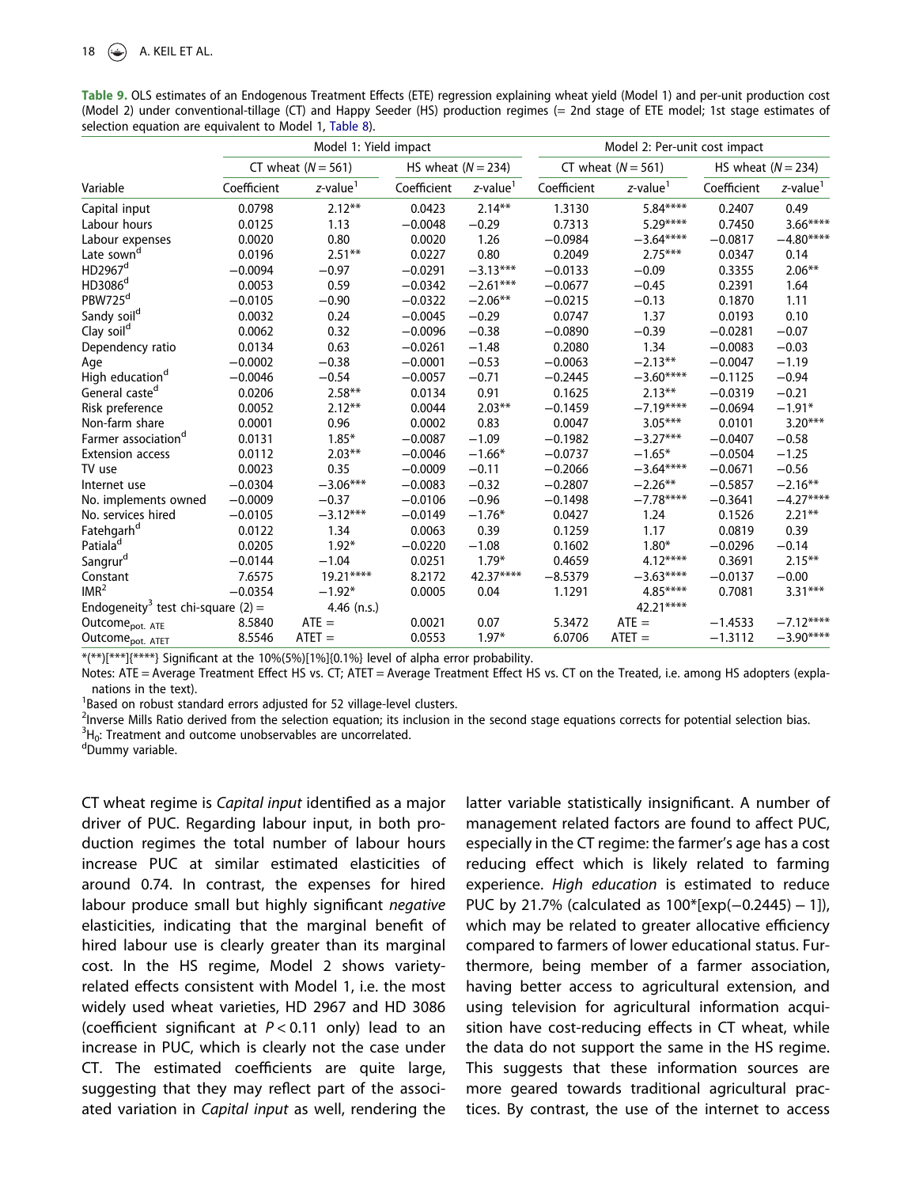**Table 9.** OLS estimates of an Endogenous Treatment Effects (ETE) regression explaining wheat yield (Model 1) and per-unit production cost (Model 2) under conventional-tillage (CT) and Happy Seeder (HS) production regimes (= 2nd stage of ETE model; 1st stage estimates of selection equation are equivalent to Model 1, Table 8).

| | Model 1: Yield impact | | | | Model 2: Per-unit cost impact | | | |
|---|---|---|---|---|---|---|---|---|
| | CT wheat ($N = 561$) | | HS wheat ($N = 234$) | | CT wheat ($N = 561$) | | HS wheat ($N = 234$) | |
| Variable | Coefficient | z-value[1] | Coefficient | z-value[1] | Coefficient | z-value[1] | Coefficient | z-value[1] |
| Capital input | 0.0798 | 2.12** | 0.0423 | 2.14** | 1.3130 | 5.84**** | 0.2407 | 0.49 |
| Labour hours | 0.0125 | 1.13 | −0.0048 | −0.29 | 0.7313 | 5.29**** | 0.7450 | 3.66**** |
| Labour expenses | 0.0020 | 0.80 | 0.0020 | 1.26 | −0.0984 | −3.64**** | −0.0817 | −4.80**** |
| Late sown[d] | 0.0196 | 2.51** | 0.0227 | 0.80 | 0.2049 | 2.75*** | 0.0347 | 0.14 |
| HD2967[d] | −0.0094 | −0.97 | −0.0291 | −3.13*** | −0.0133 | −0.09 | 0.3355 | 2.06** |
| HD3086[d] | 0.0053 | 0.59 | −0.0342 | −2.61*** | −0.0677 | −0.45 | 0.2391 | 1.64 |
| PBW725[d] | −0.0105 | −0.90 | −0.0322 | −2.06** | −0.0215 | −0.13 | 0.1870 | 1.11 |
| Sandy soil[d] | 0.0032 | 0.24 | −0.0045 | −0.29 | 0.0747 | 1.37 | 0.0193 | 0.10 |
| Clay soil[d] | 0.0062 | 0.32 | −0.0096 | −0.38 | −0.0890 | −0.39 | −0.0281 | −0.07 |
| Dependency ratio | 0.0134 | 0.63 | −0.0261 | −1.48 | 0.2080 | 1.34 | −0.0083 | −0.03 |
| Age | −0.0002 | −0.38 | −0.0001 | −0.53 | −0.0063 | −2.13** | −0.0047 | −1.19 |
| High education[d] | −0.0046 | −0.54 | −0.0057 | −0.71 | −0.2445 | −3.60**** | −0.1125 | −0.94 |
| General caste[d] | 0.0206 | 2.58** | 0.0134 | 0.91 | 0.1625 | 2.13** | −0.0319 | −0.21 |
| Risk preference | 0.0052 | 2.12** | 0.0044 | 2.03** | −0.1459 | −7.19**** | −0.0694 | −1.91* |
| Non-farm share | 0.0001 | 0.96 | 0.0002 | 0.83 | 0.0047 | 3.05*** | 0.0101 | 3.20*** |
| Farmer association[d] | 0.0131 | 1.85* | −0.0087 | −1.09 | −0.1982 | −3.27*** | −0.0407 | −0.58 |
| Extension access | 0.0112 | 2.03** | −0.0046 | −1.66* | −0.0737 | −1.65* | −0.0504 | −1.25 |
| TV use | 0.0023 | 0.35 | −0.0009 | −0.11 | −0.2066 | −3.64**** | −0.0671 | −0.56 |
| Internet use | −0.0304 | −3.06*** | −0.0083 | −0.32 | −0.2807 | −2.26** | −0.5857 | −2.16** |
| No. implements owned | −0.0009 | −0.37 | −0.0106 | −0.96 | −0.1498 | −7.78**** | −0.3641 | −4.27**** |
| No. services hired | −0.0105 | −3.12*** | −0.0149 | −1.76* | 0.0427 | 1.24 | 0.1526 | 2.21** |
| Fatehgarh[d] | 0.0122 | 1.34 | 0.0063 | 0.39 | 0.1259 | 1.17 | 0.0819 | 0.39 |
| Patiala[d] | 0.0205 | 1.92* | −0.0220 | −1.08 | 0.1602 | 1.80* | −0.0296 | −0.14 |
| Sangrur[d] | −0.0144 | −1.04 | 0.0251 | 1.79* | 0.4659 | 4.12**** | 0.3691 | 2.15** |
| Constant | 7.6575 | 19.21**** | 8.2172 | 42.37**** | −8.5379 | −3.63**** | −0.0137 | −0.00 |
| IMR[2] | −0.0354 | −1.92* | 0.0005 | 0.04 | 1.1291 | 4.85**** | 0.7081 | 3.31*** |
| Endogeneity[3] test chi-square (2) = | | 4.46 (n.s.) | | | | 42.21**** | | |
| $Outcome_{pot.\ ATE}$ | 8.5840 | ATE = | 0.0021 | 0.07 | 5.3472 | ATE = | −1.4533 | −7.12**** |
| $Outcome_{pot.\ ATET}$ | 8.5546 | ATET = | 0.0553 | 1.97* | 6.0706 | ATET = | −1.3112 | −3.90**** |

*(**)[***]{****} Significant at the 10%(5%)[1%]{0.1%} level of alpha error probability.

Notes: ATE = Average Treatment Effect HS vs. CT; ATET = Average Treatment Effect HS vs. CT on the Treated, i.e. among HS adopters (explanations in the text).

[1]Based on robust standard errors adjusted for 52 village-level clusters.

[2]Inverse Mills Ratio derived from the selection equation; its inclusion in the second stage equations corrects for potential selection bias.

[3]$H_0$: Treatment and outcome unobservables are uncorrelated.

[d]Dummy variable.

CT wheat regime is *Capital input* identified as a major driver of PUC. Regarding labour input, in both production regimes the total number of labour hours increase PUC at similar estimated elasticities of around 0.74. In contrast, the expenses for hired labour produce small but highly significant *negative* elasticities, indicating that the marginal benefit of hired labour use is clearly greater than its marginal cost. In the HS regime, Model 2 shows variety-related effects consistent with Model 1, i.e. the most widely used wheat varieties, HD 2967 and HD 3086 (coefficient significant at $P < 0.11$ only) lead to an increase in PUC, which is clearly not the case under CT. The estimated coefficients are quite large, suggesting that they may reflect part of the associated variation in *Capital input* as well, rendering the latter variable statistically insignificant. A number of management related factors are found to affect PUC, especially in the CT regime: the farmer's age has a cost reducing effect which is likely related to farming experience. *High education* is estimated to reduce PUC by 21.7% (calculated as $100*[\exp(-0.2445) - 1]$), which may be related to greater allocative efficiency compared to farmers of lower educational status. Furthermore, being member of a farmer association, having better access to agricultural extension, and using television for agricultural information acquisition have cost-reducing effects in CT wheat, while the data do not support the same in the HS regime. This suggests that these information sources are more geared towards traditional agricultural practices. By contrast, the use of the internet to access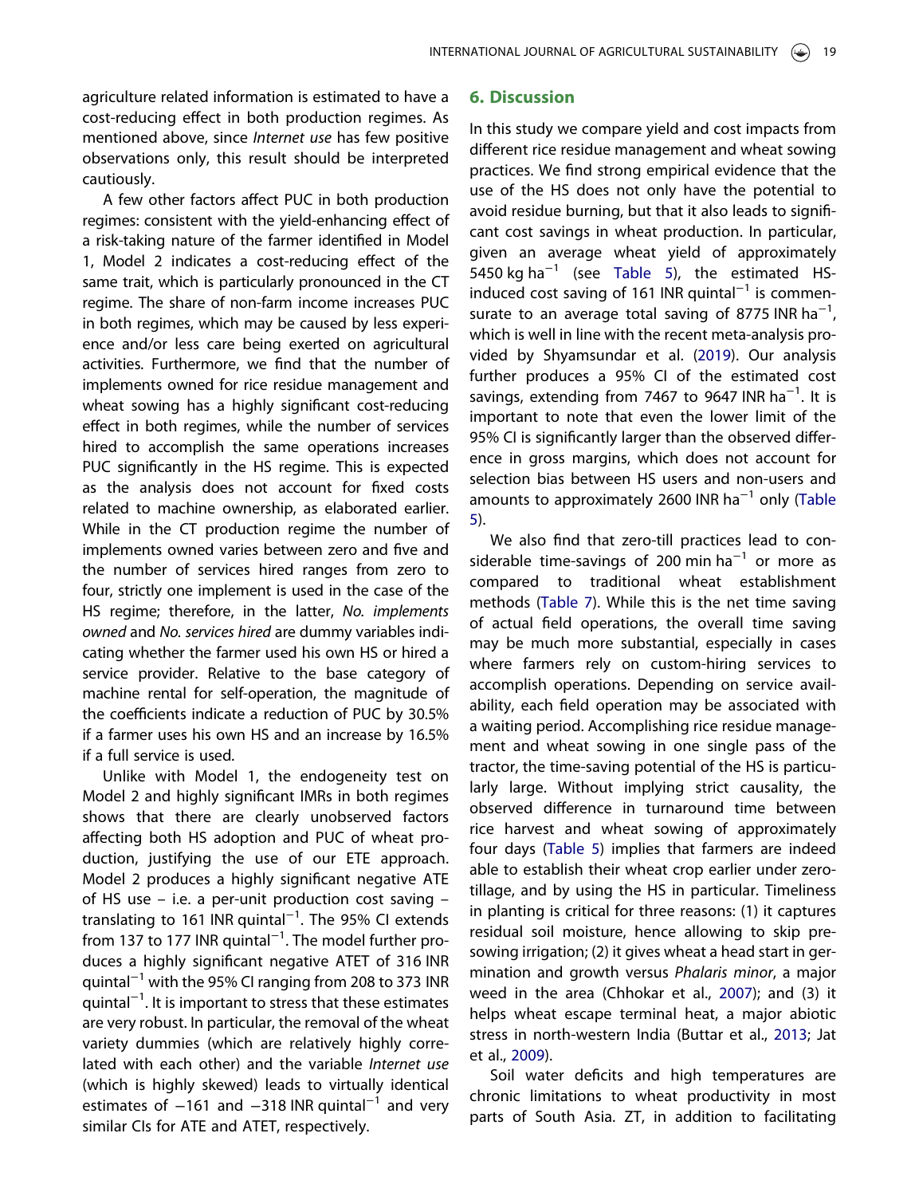agriculture related information is estimated to have a cost-reducing effect in both production regimes. As mentioned above, since *Internet use* has few positive observations only, this result should be interpreted cautiously.

A few other factors affect PUC in both production regimes: consistent with the yield-enhancing effect of a risk-taking nature of the farmer identified in Model 1, Model 2 indicates a cost-reducing effect of the same trait, which is particularly pronounced in the CT regime. The share of non-farm income increases PUC in both regimes, which may be caused by less experience and/or less care being exerted on agricultural activities. Furthermore, we find that the number of implements owned for rice residue management and wheat sowing has a highly significant cost-reducing effect in both regimes, while the number of services hired to accomplish the same operations increases PUC significantly in the HS regime. This is expected as the analysis does not account for fixed costs related to machine ownership, as elaborated earlier. While in the CT production regime the number of implements owned varies between zero and five and the number of services hired ranges from zero to four, strictly one implement is used in the case of the HS regime; therefore, in the latter, *No. implements owned* and *No. services hired* are dummy variables indicating whether the farmer used his own HS or hired a service provider. Relative to the base category of machine rental for self-operation, the magnitude of the coefficients indicate a reduction of PUC by 30.5% if a farmer uses his own HS and an increase by 16.5% if a full service is used.

Unlike with Model 1, the endogeneity test on Model 2 and highly significant IMRs in both regimes shows that there are clearly unobserved factors affecting both HS adoption and PUC of wheat production, justifying the use of our ETE approach. Model 2 produces a highly significant negative ATE of HS use – i.e. a per-unit production cost saving – translating to 161 INR quintal$^{-1}$. The 95% CI extends from 137 to 177 INR quintal$^{-1}$. The model further produces a highly significant negative ATET of 316 INR quintal$^{-1}$ with the 95% CI ranging from 208 to 373 INR quintal$^{-1}$. It is important to stress that these estimates are very robust. In particular, the removal of the wheat variety dummies (which are relatively highly correlated with each other) and the variable *Internet use* (which is highly skewed) leads to virtually identical estimates of −161 and −318 INR quintal$^{-1}$ and very similar CIs for ATE and ATET, respectively.

## 6. Discussion

In this study we compare yield and cost impacts from different rice residue management and wheat sowing practices. We find strong empirical evidence that the use of the HS does not only have the potential to avoid residue burning, but that it also leads to significant cost savings in wheat production. In particular, given an average wheat yield of approximately 5450 kg ha$^{-1}$ (see Table 5), the estimated HS-induced cost saving of 161 INR quintal$^{-1}$ is commensurate to an average total saving of 8775 INR ha$^{-1}$, which is well in line with the recent meta-analysis provided by Shyamsundar et al. (2019). Our analysis further produces a 95% CI of the estimated cost savings, extending from 7467 to 9647 INR ha$^{-1}$. It is important to note that even the lower limit of the 95% CI is significantly larger than the observed difference in gross margins, which does not account for selection bias between HS users and non-users and amounts to approximately 2600 INR ha$^{-1}$ only (Table 5).

We also find that zero-till practices lead to considerable time-savings of 200 min ha$^{-1}$ or more as compared to traditional wheat establishment methods (Table 7). While this is the net time saving of actual field operations, the overall time saving may be much more substantial, especially in cases where farmers rely on custom-hiring services to accomplish operations. Depending on service availability, each field operation may be associated with a waiting period. Accomplishing rice residue management and wheat sowing in one single pass of the tractor, the time-saving potential of the HS is particularly large. Without implying strict causality, the observed difference in turnaround time between rice harvest and wheat sowing of approximately four days (Table 5) implies that farmers are indeed able to establish their wheat crop earlier under zero-tillage, and by using the HS in particular. Timeliness in planting is critical for three reasons: (1) it captures residual soil moisture, hence allowing to skip pre-sowing irrigation; (2) it gives wheat a head start in germination and growth versus *Phalaris minor*, a major weed in the area (Chhokar et al., 2007); and (3) it helps wheat escape terminal heat, a major abiotic stress in north-western India (Buttar et al., 2013; Jat et al., 2009).

Soil water deficits and high temperatures are chronic limitations to wheat productivity in most parts of South Asia. ZT, in addition to facilitating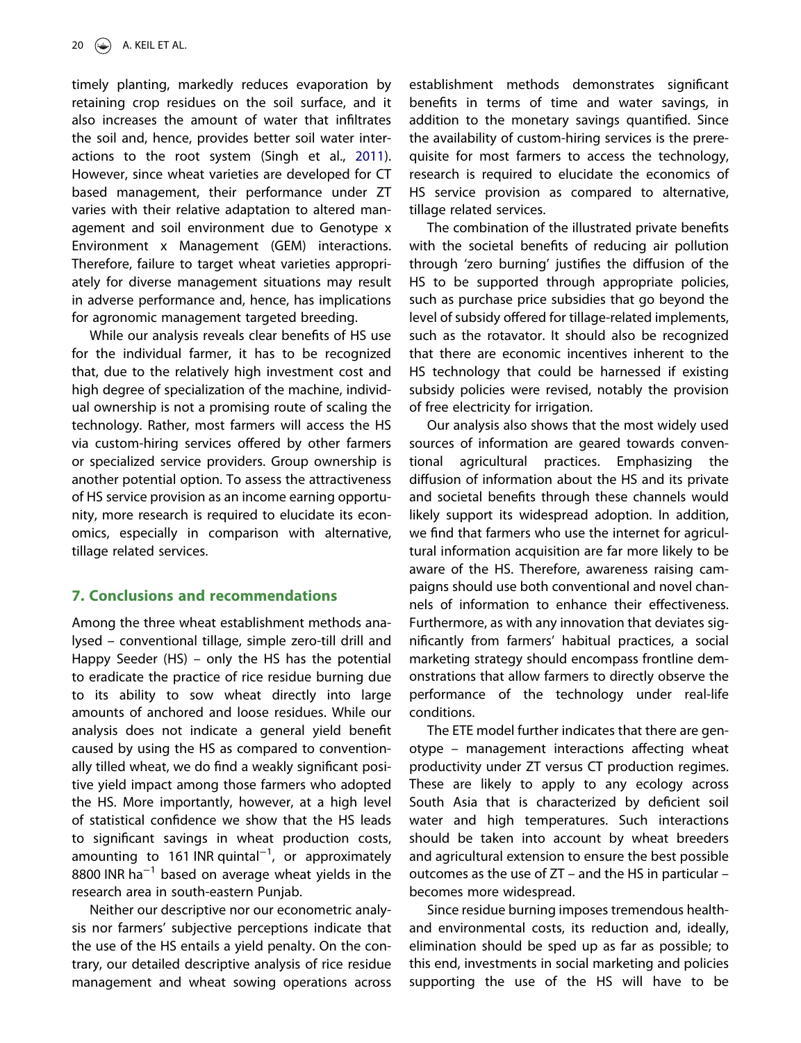timely planting, markedly reduces evaporation by retaining crop residues on the soil surface, and it also increases the amount of water that infiltrates the soil and, hence, provides better soil water interactions to the root system (Singh et al., 2011). However, since wheat varieties are developed for CT based management, their performance under ZT varies with their relative adaptation to altered management and soil environment due to Genotype x Environment x Management (GEM) interactions. Therefore, failure to target wheat varieties appropriately for diverse management situations may result in adverse performance and, hence, has implications for agronomic management targeted breeding.

While our analysis reveals clear benefits of HS use for the individual farmer, it has to be recognized that, due to the relatively high investment cost and high degree of specialization of the machine, individual ownership is not a promising route of scaling the technology. Rather, most farmers will access the HS via custom-hiring services offered by other farmers or specialized service providers. Group ownership is another potential option. To assess the attractiveness of HS service provision as an income earning opportunity, more research is required to elucidate its economics, especially in comparison with alternative, tillage related services.

## 7. Conclusions and recommendations

Among the three wheat establishment methods analysed – conventional tillage, simple zero-till drill and Happy Seeder (HS) – only the HS has the potential to eradicate the practice of rice residue burning due to its ability to sow wheat directly into large amounts of anchored and loose residues. While our analysis does not indicate a general yield benefit caused by using the HS as compared to conventionally tilled wheat, we do find a weakly significant positive yield impact among those farmers who adopted the HS. More importantly, however, at a high level of statistical confidence we show that the HS leads to significant savings in wheat production costs, amounting to 161 INR quintal$^{-1}$, or approximately 8800 INR ha$^{-1}$ based on average wheat yields in the research area in south-eastern Punjab.

Neither our descriptive nor our econometric analysis nor farmers' subjective perceptions indicate that the use of the HS entails a yield penalty. On the contrary, our detailed descriptive analysis of rice residue management and wheat sowing operations across establishment methods demonstrates significant benefits in terms of time and water savings, in addition to the monetary savings quantified. Since the availability of custom-hiring services is the prerequisite for most farmers to access the technology, research is required to elucidate the economics of HS service provision as compared to alternative, tillage related services.

The combination of the illustrated private benefits with the societal benefits of reducing air pollution through 'zero burning' justifies the diffusion of the HS to be supported through appropriate policies, such as purchase price subsidies that go beyond the level of subsidy offered for tillage-related implements, such as the rotavator. It should also be recognized that there are economic incentives inherent to the HS technology that could be harnessed if existing subsidy policies were revised, notably the provision of free electricity for irrigation.

Our analysis also shows that the most widely used sources of information are geared towards conventional agricultural practices. Emphasizing the diffusion of information about the HS and its private and societal benefits through these channels would likely support its widespread adoption. In addition, we find that farmers who use the internet for agricultural information acquisition are far more likely to be aware of the HS. Therefore, awareness raising campaigns should use both conventional and novel channels of information to enhance their effectiveness. Furthermore, as with any innovation that deviates significantly from farmers' habitual practices, a social marketing strategy should encompass frontline demonstrations that allow farmers to directly observe the performance of the technology under real-life conditions.

The ETE model further indicates that there are genotype – management interactions affecting wheat productivity under ZT versus CT production regimes. These are likely to apply to any ecology across South Asia that is characterized by deficient soil water and high temperatures. Such interactions should be taken into account by wheat breeders and agricultural extension to ensure the best possible outcomes as the use of ZT – and the HS in particular – becomes more widespread.

Since residue burning imposes tremendous health- and environmental costs, its reduction and, ideally, elimination should be sped up as far as possible; to this end, investments in social marketing and policies supporting the use of the HS will have to be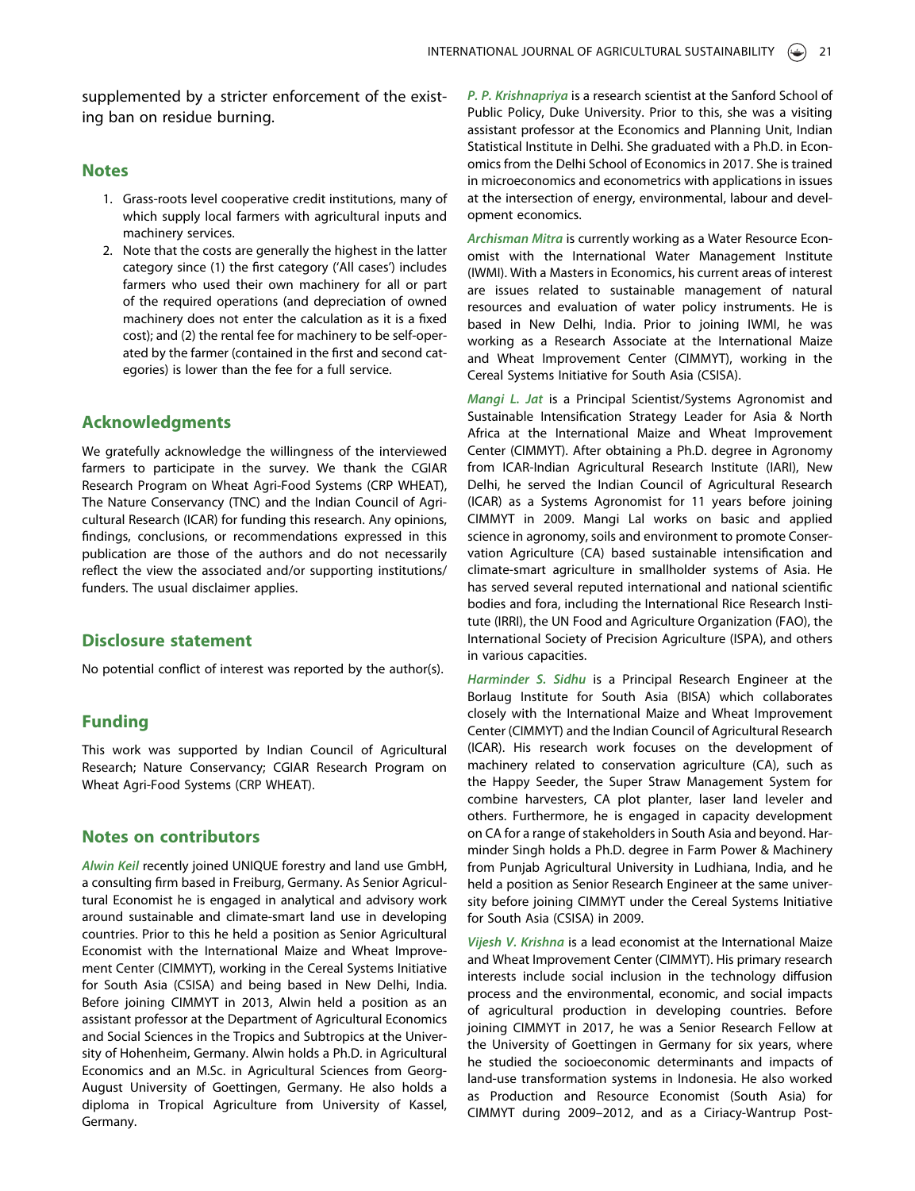supplemented by a stricter enforcement of the existing ban on residue burning.

## Notes

1. Grass-roots level cooperative credit institutions, many of which supply local farmers with agricultural inputs and machinery services.
2. Note that the costs are generally the highest in the latter category since (1) the first category ('All cases') includes farmers who used their own machinery for all or part of the required operations (and depreciation of owned machinery does not enter the calculation as it is a fixed cost); and (2) the rental fee for machinery to be self-operated by the farmer (contained in the first and second categories) is lower than the fee for a full service.

## Acknowledgments

We gratefully acknowledge the willingness of the interviewed farmers to participate in the survey. We thank the CGIAR Research Program on Wheat Agri-Food Systems (CRP WHEAT), The Nature Conservancy (TNC) and the Indian Council of Agricultural Research (ICAR) for funding this research. Any opinions, findings, conclusions, or recommendations expressed in this publication are those of the authors and do not necessarily reflect the view the associated and/or supporting institutions/funders. The usual disclaimer applies.

## Disclosure statement

No potential conflict of interest was reported by the author(s).

## Funding

This work was supported by Indian Council of Agricultural Research; Nature Conservancy; CGIAR Research Program on Wheat Agri-Food Systems (CRP WHEAT).

## Notes on contributors

*Alwin Keil* recently joined UNIQUE forestry and land use GmbH, a consulting firm based in Freiburg, Germany. As Senior Agricultural Economist he is engaged in analytical and advisory work around sustainable and climate-smart land use in developing countries. Prior to this he held a position as Senior Agricultural Economist with the International Maize and Wheat Improvement Center (CIMMYT), working in the Cereal Systems Initiative for South Asia (CSISA) and being based in New Delhi, India. Before joining CIMMYT in 2013, Alwin held a position as an assistant professor at the Department of Agricultural Economics and Social Sciences in the Tropics and Subtropics at the University of Hohenheim, Germany. Alwin holds a Ph.D. in Agricultural Economics and an M.Sc. in Agricultural Sciences from Georg-August University of Goettingen, Germany. He also holds a diploma in Tropical Agriculture from University of Kassel, Germany.

*P. P. Krishnapriya* is a research scientist at the Sanford School of Public Policy, Duke University. Prior to this, she was a visiting assistant professor at the Economics and Planning Unit, Indian Statistical Institute in Delhi. She graduated with a Ph.D. in Economics from the Delhi School of Economics in 2017. She is trained in microeconomics and econometrics with applications in issues at the intersection of energy, environmental, labour and development economics.

*Archisman Mitra* is currently working as a Water Resource Economist with the International Water Management Institute (IWMI). With a Masters in Economics, his current areas of interest are issues related to sustainable management of natural resources and evaluation of water policy instruments. He is based in New Delhi, India. Prior to joining IWMI, he was working as a Research Associate at the International Maize and Wheat Improvement Center (CIMMYT), working in the Cereal Systems Initiative for South Asia (CSISA).

*Mangi L. Jat* is a Principal Scientist/Systems Agronomist and Sustainable Intensification Strategy Leader for Asia & North Africa at the International Maize and Wheat Improvement Center (CIMMYT). After obtaining a Ph.D. degree in Agronomy from ICAR-Indian Agricultural Research Institute (IARI), New Delhi, he served the Indian Council of Agricultural Research (ICAR) as a Systems Agronomist for 11 years before joining CIMMYT in 2009. Mangi Lal works on basic and applied science in agronomy, soils and environment to promote Conservation Agriculture (CA) based sustainable intensification and climate-smart agriculture in smallholder systems of Asia. He has served several reputed international and national scientific bodies and fora, including the International Rice Research Institute (IRRI), the UN Food and Agriculture Organization (FAO), the International Society of Precision Agriculture (ISPA), and others in various capacities.

*Harminder S. Sidhu* is a Principal Research Engineer at the Borlaug Institute for South Asia (BISA) which collaborates closely with the International Maize and Wheat Improvement Center (CIMMYT) and the Indian Council of Agricultural Research (ICAR). His research work focuses on the development of machinery related to conservation agriculture (CA), such as the Happy Seeder, the Super Straw Management System for combine harvesters, CA plot planter, laser land leveler and others. Furthermore, he is engaged in capacity development on CA for a range of stakeholders in South Asia and beyond. Harminder Singh holds a Ph.D. degree in Farm Power & Machinery from Punjab Agricultural University in Ludhiana, India, and he held a position as Senior Research Engineer at the same university before joining CIMMYT under the Cereal Systems Initiative for South Asia (CSISA) in 2009.

*Vijesh V. Krishna* is a lead economist at the International Maize and Wheat Improvement Center (CIMMYT). His primary research interests include social inclusion in the technology diffusion process and the environmental, economic, and social impacts of agricultural production in developing countries. Before joining CIMMYT in 2017, he was a Senior Research Fellow at the University of Goettingen in Germany for six years, where he studied the socioeconomic determinants and impacts of land-use transformation systems in Indonesia. He also worked as Production and Resource Economist (South Asia) for CIMMYT during 2009–2012, and as a Ciriacy-Wantrup Post-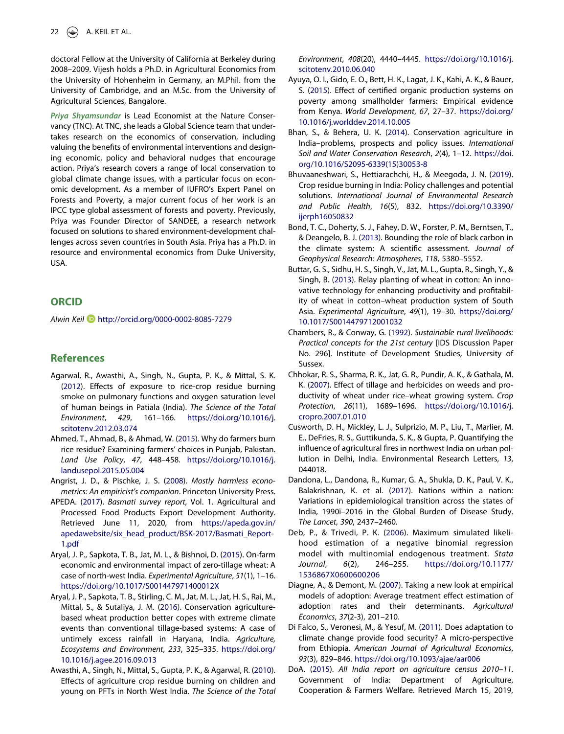doctoral Fellow at the University of California at Berkeley during 2008–2009. Vijesh holds a Ph.D. in Agricultural Economics from the University of Hohenheim in Germany, an M.Phil. from the University of Cambridge, and an M.Sc. from the University of Agricultural Sciences, Bangalore.

***Priya Shyamsundar*** is Lead Economist at the Nature Conservancy (TNC). At TNC, she leads a Global Science team that undertakes research on the economics of conservation, including valuing the benefits of environmental interventions and designing economic, policy and behavioral nudges that encourage action. Priya's research covers a range of local conservation to global climate change issues, with a particular focus on economic development. As a member of IUFRO's Expert Panel on Forests and Poverty, a major current focus of her work is an IPCC type global assessment of forests and poverty. Previously, Priya was Founder Director of SANDEE, a research network focused on solutions to shared environment-development challenges across seven countries in South Asia. Priya has a Ph.D. in resource and environmental economics from Duke University, USA.

## ORCID

*Alwin Keil* http://orcid.org/0000-0002-8085-7279

## References

Agarwal, R., Awasthi, A., Singh, N., Gupta, P. K., & Mittal, S. K. (2012). Effects of exposure to rice-crop residue burning smoke on pulmonary functions and oxygen saturation level of human beings in Patiala (India). *The Science of the Total Environment*, *429*, 161–166. https://doi.org/10.1016/j.scitotenv.2012.03.074

Ahmed, T., Ahmad, B., & Ahmad, W. (2015). Why do farmers burn rice residue? Examining farmers' choices in Punjab, Pakistan. *Land Use Policy*, *47*, 448–458. https://doi.org/10.1016/j.landusepol.2015.05.004

Angrist, J. D., & Pischke, J. S. (2008). *Mostly harmless econometrics: An empiricist's companion*. Princeton University Press.

APEDA. (2017). *Basmati survey report*, Vol. 1. Agricultural and Processed Food Products Export Development Authority. Retrieved June 11, 2020, from https://apeda.gov.in/apedawebsite/six_head_product/BSK-2017/Basmati_Report-1.pdf

Aryal, J. P., Sapkota, T. B., Jat, M. L., & Bishnoi, D. (2015). On-farm economic and environmental impact of zero-tillage wheat: A case of north-west India. *Experimental Agriculture*, *51*(1), 1–16. https://doi.org/10.1017/S001447971400012X

Aryal, J. P., Sapkota, T. B., Stirling, C. M., Jat, M. L., Jat, H. S., Rai, M., Mittal, S., & Sutaliya, J. M. (2016). Conservation agriculture-based wheat production better copes with extreme climate events than conventional tillage-based systems: A case of untimely excess rainfall in Haryana, India. *Agriculture, Ecosystems and Environment*, *233*, 325–335. https://doi.org/10.1016/j.agee.2016.09.013

Awasthi, A., Singh, N., Mittal, S., Gupta, P. K., & Agarwal, R. (2010). Effects of agriculture crop residue burning on children and young on PFTs in North West India. *The Science of the Total Environment*, *408*(20), 4440–4445. https://doi.org/10.1016/j.scitotenv.2010.06.040

Ayuya, O. I., Gido, E. O., Bett, H. K., Lagat, J. K., Kahi, A. K., & Bauer, S. (2015). Effect of certified organic production systems on poverty among smallholder farmers: Empirical evidence from Kenya. *World Development*, *67*, 27–37. https://doi.org/10.1016/j.worlddev.2014.10.005

Bhan, S., & Behera, U. K. (2014). Conservation agriculture in India–problems, prospects and policy issues. *International Soil and Water Conservation Research*, *2*(4), 1–12. https://doi.org/10.1016/S2095-6339(15)30053-8

Bhuvaaneshwari, S., Hettiarachchi, H., & Meegoda, J. N. (2019). Crop residue burning in India: Policy challenges and potential solutions. *International Journal of Environmental Research and Public Health*, *16*(5), 832. https://doi.org/10.3390/ijerph16050832

Bond, T. C., Doherty, S. J., Fahey, D. W., Forster, P. M., Berntsen, T., & Deangelo, B. J. (2013). Bounding the role of black carbon in the climate system: A scientific assessment. *Journal of Geophysical Research: Atmospheres*, *118*, 5380–5552.

Buttar, G. S., Sidhu, H. S., Singh, V., Jat, M. L., Gupta, R., Singh, Y., & Singh, B. (2013). Relay planting of wheat in cotton: An innovative technology for enhancing productivity and profitability of wheat in cotton–wheat production system of South Asia. *Experimental Agriculture*, *49*(1), 19–30. https://doi.org/10.1017/S0014479712001032

Chambers, R., & Conway, G. (1992). *Sustainable rural livelihoods: Practical concepts for the 21st century* [IDS Discussion Paper No. 296]. Institute of Development Studies, University of Sussex.

Chhokar, R. S., Sharma, R. K., Jat, G. R., Pundir, A. K., & Gathala, M. K. (2007). Effect of tillage and herbicides on weeds and productivity of wheat under rice–wheat growing system. *Crop Protection*, *26*(11), 1689–1696. https://doi.org/10.1016/j.cropro.2007.01.010

Cusworth, D. H., Mickley, L. J., Sulprizio, M. P., Liu, T., Marlier, M. E., DeFries, R. S., Guttikunda, S. K., & Gupta, P. Quantifying the influence of agricultural fires in northwest India on urban pollution in Delhi, India. Environmental Research Letters, *13*, 044018.

Dandona, L., Dandona, R., Kumar, G. A., Shukla, D. K., Paul, V. K., Balakrishnan, K. et al. (2017). Nations within a nation: Variations in epidemiological transition across the states of India, 1990ï–2016 in the Global Burden of Disease Study. *The Lancet*, *390*, 2437–2460.

Deb, P., & Trivedi, P. K. (2006). Maximum simulated likelihood estimation of a negative binomial regression model with multinomial endogenous treatment. *Stata Journal*, *6*(2), 246–255. https://doi.org/10.1177/1536867X0600600206

Diagne, A., & Demont, M. (2007). Taking a new look at empirical models of adoption: Average treatment effect estimation of adoption rates and their determinants. *Agricultural Economics*, *37*(2-3), 201–210.

Di Falco, S., Veronesi, M., & Yesuf, M. (2011). Does adaptation to climate change provide food security? A micro-perspective from Ethiopia. *American Journal of Agricultural Economics*, *93*(3), 829–846. https://doi.org/10.1093/ajae/aar006

DoA. (2015). *All India report on agriculture census 2010–11*. Government of India: Department of Agriculture, Cooperation & Farmers Welfare. Retrieved March 15, 2019,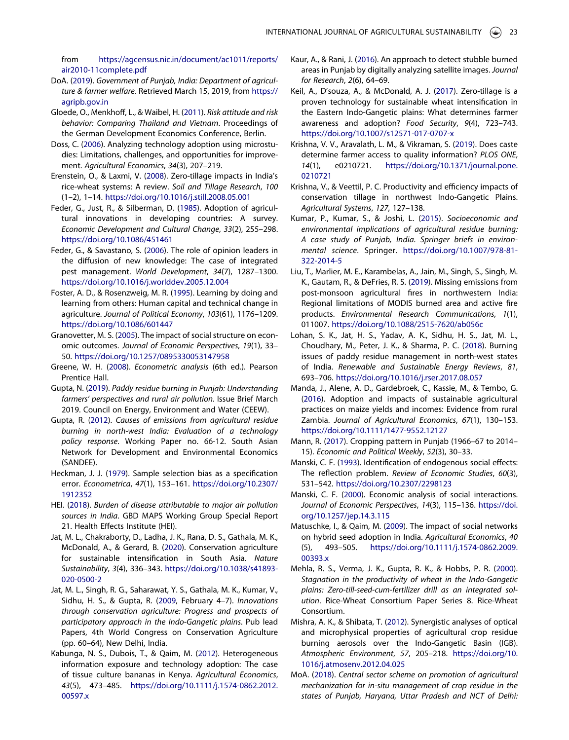from https://agcensus.nic.in/document/ac1011/reports/air2010-11complete.pdf

DoA. (2019). *Government of Punjab, India: Department of agriculture & farmer welfare*. Retrieved March 15, 2019, from https://agripb.gov.in

Gloede, O., Menkhoff, L., & Waibel, H. (2011). *Risk attitude and risk behavior: Comparing Thailand and Vietnam*. Proceedings of the German Development Economics Conference, Berlin.

Doss, C. (2006). Analyzing technology adoption using microstudies: Limitations, challenges, and opportunities for improvement. *Agricultural Economics*, *34*(3), 207–219.

Erenstein, O., & Laxmi, V. (2008). Zero-tillage impacts in India's rice-wheat systems: A review. *Soil and Tillage Research*, *100* (1–2), 1–14. https://doi.org/10.1016/j.still.2008.05.001

Feder, G., Just, R., & Silberman, D. (1985). Adoption of agricultural innovations in developing countries: A survey. *Economic Development and Cultural Change*, *33*(2), 255–298. https://doi.org/10.1086/451461

Feder, G., & Savastano, S. (2006). The role of opinion leaders in the diffusion of new knowledge: The case of integrated pest management. *World Development*, *34*(7), 1287–1300. https://doi.org/10.1016/j.worlddev.2005.12.004

Foster, A. D., & Rosenzweig, M. R. (1995). Learning by doing and learning from others: Human capital and technical change in agriculture. *Journal of Political Economy*, *103*(61), 1176–1209. https://doi.org/10.1086/601447

Granovetter, M. S. (2005). The impact of social structure on economic outcomes. *Journal of Economic Perspectives*, *19*(1), 33–50. https://doi.org/10.1257/0895330053147958

Greene, W. H. (2008). *Econometric analysis* (6th ed.). Pearson Prentice Hall.

Gupta, N. (2019). *Paddy residue burning in Punjab: Understanding farmers' perspectives and rural air pollution*. Issue Brief March 2019. Council on Energy, Environment and Water (CEEW).

Gupta, R. (2012). *Causes of emissions from agricultural residue burning in north-west India: Evaluation of a technology policy response*. Working Paper no. 66-12. South Asian Network for Development and Environmental Economics (SANDEE).

Heckman, J. J. (1979). Sample selection bias as a specification error. *Econometrica*, *47*(1), 153–161. https://doi.org/10.2307/1912352

HEI. (2018). *Burden of disease attributable to major air pollution sources in India*. GBD MAPS Working Group Special Report 21. Health Effects Institute (HEI).

Jat, M. L., Chakraborty, D., Ladha, J. K., Rana, D. S., Gathala, M. K., McDonald, A., & Gerard, B. (2020). Conservation agriculture for sustainable intensification in South Asia. *Nature Sustainability*, *3*(4), 336–343. https://doi.org/10.1038/s41893-020-0500-2

Jat, M. L., Singh, R. G., Saharawat, Y. S., Gathala, M. K., Kumar, V., Sidhu, H. S., & Gupta, R. (2009, February 4–7). *Innovations through conservation agriculture: Progress and prospects of participatory approach in the Indo-Gangetic plains*. Pub lead Papers, 4th World Congress on Conservation Agriculture (pp. 60–64), New Delhi, India.

Kabunga, N. S., Dubois, T., & Qaim, M. (2012). Heterogeneous information exposure and technology adoption: The case of tissue culture bananas in Kenya. *Agricultural Economics*, *43*(5), 473–485. https://doi.org/10.1111/j.1574-0862.2012.00597.x

Kaur, A., & Rani, J. (2016). An approach to detect stubble burned areas in Punjab by digitally analyzing satellite images. *Journal for Research*, *2*(6), 64–69.

Keil, A., D'souza, A., & McDonald, A. J. (2017). Zero-tillage is a proven technology for sustainable wheat intensification in the Eastern Indo-Gangetic plains: What determines farmer awareness and adoption? *Food Security*, *9*(4), 723–743. https://doi.org/10.1007/s12571-017-0707-x

Krishna, V. V., Aravalath, L. M., & Vikraman, S. (2019). Does caste determine farmer access to quality information? *PLOS ONE*, *14*(1), e0210721. https://doi.org/10.1371/journal.pone.0210721

Krishna, V., & Veettil, P. C. Productivity and efficiency impacts of conservation tillage in northwest Indo-Gangetic Plains. *Agricultural Systems*, *127*, 127–138.

Kumar, P., Kumar, S., & Joshi, L. (2015). *Socioeconomic and environmental implications of agricultural residue burning: A case study of Punjab, India. Springer briefs in environmental science*. Springer. https://doi.org/10.1007/978-81-322-2014-5

Liu, T., Marlier, M. E., Karambelas, A., Jain, M., Singh, S., Singh, M. K., Gautam, R., & DeFries, R. S. (2019). Missing emissions from post-monsoon agricultural fires in northwestern India: Regional limitations of MODIS burned area and active fire products. *Environmental Research Communications*, *1*(1), 011007. https://doi.org/10.1088/2515-7620/ab056c

Lohan, S. K., Jat, H. S., Yadav, A. K., Sidhu, H. S., Jat, M. L., Choudhary, M., Peter, J. K., & Sharma, P. C. (2018). Burning issues of paddy residue management in north-west states of India. *Renewable and Sustainable Energy Reviews*, *81*, 693–706. https://doi.org/10.1016/j.rser.2017.08.057

Manda, J., Alene, A. D., Gardebroek, C., Kassie, M., & Tembo, G. (2016). Adoption and impacts of sustainable agricultural practices on maize yields and incomes: Evidence from rural Zambia. *Journal of Agricultural Economics*, *67*(1), 130–153. https://doi.org/10.1111/1477-9552.12127

Mann, R. (2017). Cropping pattern in Punjab (1966–67 to 2014–15). *Economic and Political Weekly*, *52*(3), 30–33.

Manski, C. F. (1993). Identification of endogenous social effects: The reflection problem. *Review of Economic Studies*, *60*(3), 531–542. https://doi.org/10.2307/2298123

Manski, C. F. (2000). Economic analysis of social interactions. *Journal of Economic Perspectives*, *14*(3), 115–136. https://doi.org/10.1257/jep.14.3.115

Matuschke, I., & Qaim, M. (2009). The impact of social networks on hybrid seed adoption in India. *Agricultural Economics*, *40* (5), 493–505. https://doi.org/10.1111/j.1574-0862.2009.00393.x

Mehla, R. S., Verma, J. K., Gupta, R. K., & Hobbs, P. R. (2000). *Stagnation in the productivity of wheat in the Indo-Gangetic plains: Zero-till-seed-cum-fertilizer drill as an integrated solution*. Rice-Wheat Consortium Paper Series 8. Rice-Wheat Consortium.

Mishra, A. K., & Shibata, T. (2012). Synergistic analyses of optical and microphysical properties of agricultural crop residue burning aerosols over the Indo-Gangetic Basin (IGB). *Atmospheric Environment*, *57*, 205–218. https://doi.org/10.1016/j.atmosenv.2012.04.025

MoA. (2018). *Central sector scheme on promotion of agricultural mechanization for in-situ management of crop residue in the states of Punjab, Haryana, Uttar Pradesh and NCT of Delhi:*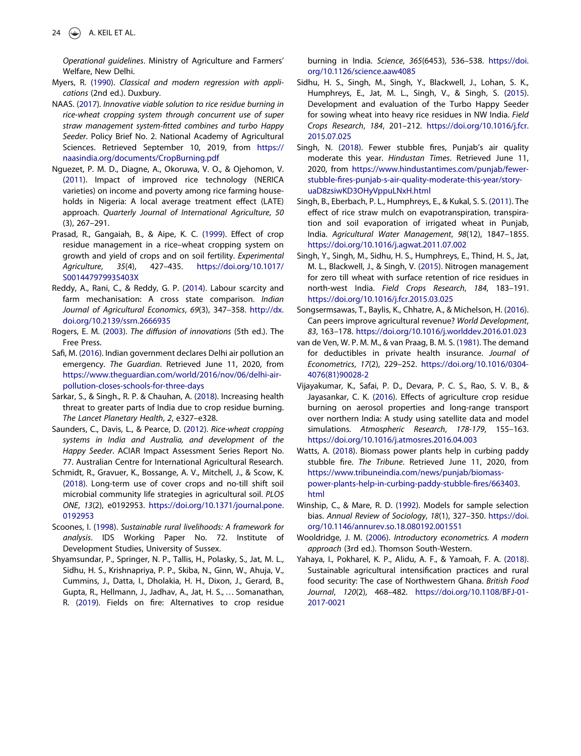*Operational guidelines*. Ministry of Agriculture and Farmers' Welfare, New Delhi.

Myers, R. (1990). *Classical and modern regression with applications* (2nd ed.). Duxbury.

NAAS. (2017). *Innovative viable solution to rice residue burning in rice-wheat cropping system through concurrent use of super straw management system-fitted combines and turbo Happy Seeder*. Policy Brief No. 2. National Academy of Agricultural Sciences. Retrieved September 10, 2019, from https://naasindia.org/documents/CropBurning.pdf

Nguezet, P. M. D., Diagne, A., Okoruwa, V. O., & Ojehomon, V. (2011). Impact of improved rice technology (NERICA varieties) on income and poverty among rice farming households in Nigeria: A local average treatment effect (LATE) approach. *Quarterly Journal of International Agriculture*, *50* (3), 267–291.

Prasad, R., Gangaiah, B., & Aipe, K. C. (1999). Effect of crop residue management in a rice–wheat cropping system on growth and yield of crops and on soil fertility. *Experimental Agriculture*, *35*(4), 427–435. https://doi.org/10.1017/S001447979935403X

Reddy, A., Rani, C., & Reddy, G. P. (2014). Labour scarcity and farm mechanisation: A cross state comparison. *Indian Journal of Agricultural Economics*, *69*(3), 347–358. http://dx.doi.org/10.2139/ssrn.2666935

Rogers, E. M. (2003). *The diffusion of innovations* (5th ed.). The Free Press.

Safi, M. (2016). Indian government declares Delhi air pollution an emergency. *The Guardian*. Retrieved June 11, 2020, from https://www.theguardian.com/world/2016/nov/06/delhi-air-pollution-closes-schools-for-three-days

Sarkar, S., & Singh., R. P. & Chauhan, A. (2018). Increasing health threat to greater parts of India due to crop residue burning. *The Lancet Planetary Health*, *2*, e327–e328.

Saunders, C., Davis, L., & Pearce, D. (2012). *Rice-wheat cropping systems in India and Australia, and development of the Happy Seeder*. ACIAR Impact Assessment Series Report No. 77. Australian Centre for International Agricultural Research.

Schmidt, R., Gravuer, K., Bossange, A. V., Mitchell, J., & Scow, K. (2018). Long-term use of cover crops and no-till shift soil microbial community life strategies in agricultural soil. *PLOS ONE*, *13*(2), e0192953. https://doi.org/10.1371/journal.pone.0192953

Scoones, I. (1998). *Sustainable rural livelihoods: A framework for analysis*. IDS Working Paper No. 72. Institute of Development Studies, University of Sussex.

Shyamsundar, P., Springer, N. P., Tallis, H., Polasky, S., Jat, M. L., Sidhu, H. S., Krishnapriya, P. P., Skiba, N., Ginn, W., Ahuja, V., Cummins, J., Datta, I., Dholakia, H. H., Dixon, J., Gerard, B., Gupta, R., Hellmann, J., Jadhav, A., Jat, H. S., … Somanathan, R. (2019). Fields on fire: Alternatives to crop residue burning in India. *Science*, *365*(6453), 536–538. https://doi.org/10.1126/science.aaw4085

Sidhu, H. S., Singh, M., Singh, Y., Blackwell, J., Lohan, S. K., Humphreys, E., Jat, M. L., Singh, V., & Singh, S. (2015). Development and evaluation of the Turbo Happy Seeder for sowing wheat into heavy rice residues in NW India. *Field Crops Research*, *184*, 201–212. https://doi.org/10.1016/j.fcr.2015.07.025

Singh, N. (2018). Fewer stubble fires, Punjab's air quality moderate this year. *Hindustan Times*. Retrieved June 11, 2020, from https://www.hindustantimes.com/punjab/fewer-stubble-fires-punjab-s-air-quality-moderate-this-year/story-uaD8zsiwKD3OHyVppuLNxH.html

Singh, B., Eberbach, P. L., Humphreys, E., & Kukal, S. S. (2011). The effect of rice straw mulch on evapotranspiration, transpiration and soil evaporation of irrigated wheat in Punjab, India. *Agricultural Water Management*, *98*(12), 1847–1855. https://doi.org/10.1016/j.agwat.2011.07.002

Singh, Y., Singh, M., Sidhu, H. S., Humphreys, E., Thind, H. S., Jat, M. L., Blackwell, J., & Singh, V. (2015). Nitrogen management for zero till wheat with surface retention of rice residues in north-west India. *Field Crops Research*, *184*, 183–191. https://doi.org/10.1016/j.fcr.2015.03.025

Songsermsawas, T., Baylis, K., Chhatre, A., & Michelson, H. (2016). Can peers improve agricultural revenue? *World Development*, *83*, 163–178. https://doi.org/10.1016/j.worlddev.2016.01.023

van de Ven, W. P. M. M., & van Praag, B. M. S. (1981). The demand for deductibles in private health insurance. *Journal of Econometrics*, *17*(2), 229–252. https://doi.org/10.1016/0304-4076(81)90028-2

Vijayakumar, K., Safai, P. D., Devara, P. C. S., Rao, S. V. B., & Jayasankar, C. K. (2016). Effects of agriculture crop residue burning on aerosol properties and long-range transport over northern India: A study using satellite data and model simulations. *Atmospheric Research*, *178-179*, 155–163. https://doi.org/10.1016/j.atmosres.2016.04.003

Watts, A. (2018). Biomass power plants help in curbing paddy stubble fire. *The Tribune*. Retrieved June 11, 2020, from https://www.tribuneindia.com/news/punjab/biomass-power-plants-help-in-curbing-paddy-stubble-fires/663403.html

Winship, C., & Mare, R. D. (1992). Models for sample selection bias. *Annual Review of Sociology*, *18*(1), 327–350. https://doi.org/10.1146/annurev.so.18.080192.001551

Wooldridge, J. M. (2006). *Introductory econometrics. A modern approach* (3rd ed.). Thomson South-Western.

Yahaya, I., Pokharel, K. P., Alidu, A. F., & Yamoah, F. A. (2018). Sustainable agricultural intensification practices and rural food security: The case of Northwestern Ghana. *British Food Journal*, *120*(2), 468–482. https://doi.org/10.1108/BFJ-01-2017-0021